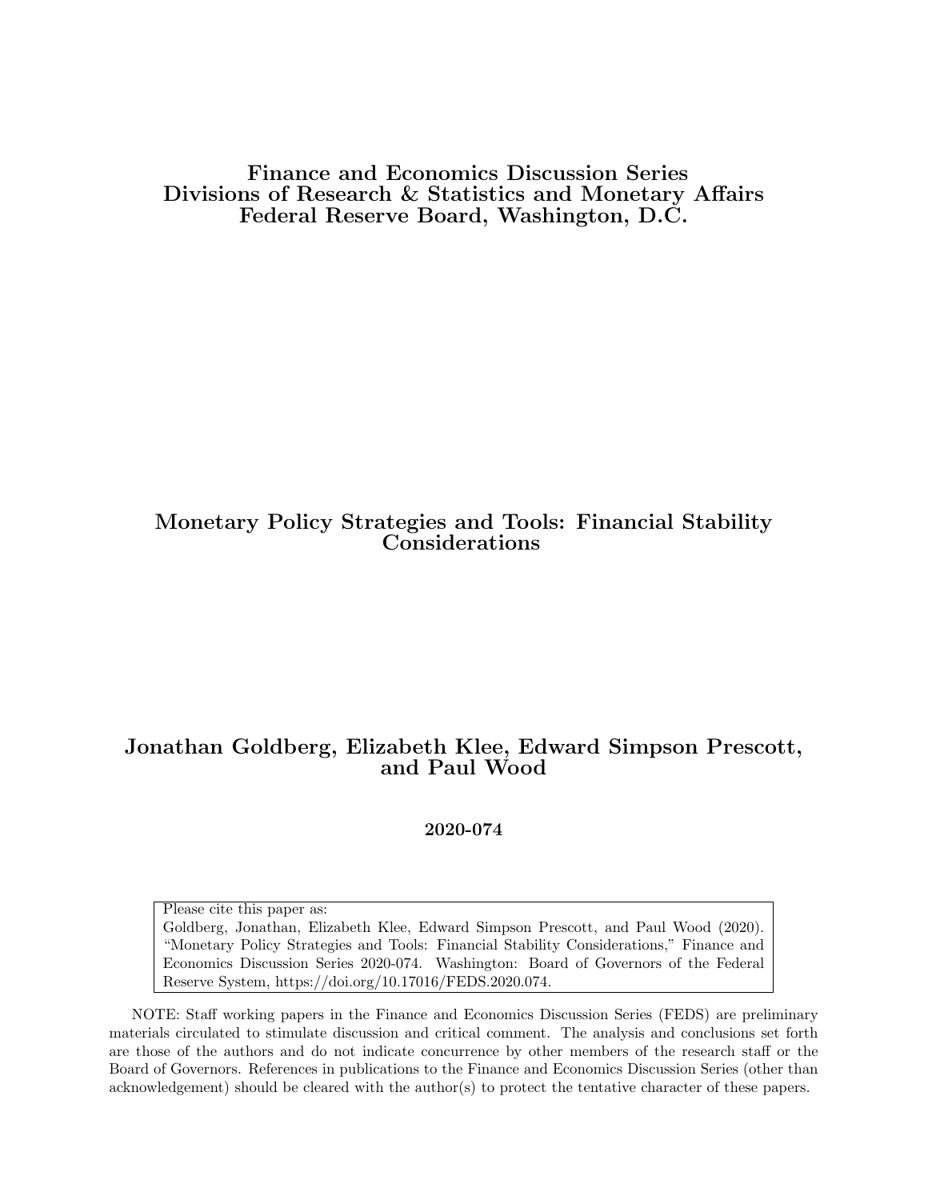**Finance and Economics Discussion Series**
**Divisions of Research & Statistics and Monetary Affairs**
**Federal Reserve Board, Washington, D.C.**

# Monetary Policy Strategies and Tools: Financial Stability Considerations

**Jonathan Goldberg, Elizabeth Klee, Edward Simpson Prescott, and Paul Wood**

**2020-074**

Please cite this paper as:
Goldberg, Jonathan, Elizabeth Klee, Edward Simpson Prescott, and Paul Wood (2020). "Monetary Policy Strategies and Tools: Financial Stability Considerations," Finance and Economics Discussion Series 2020-074. Washington: Board of Governors of the Federal Reserve System, https://doi.org/10.17016/FEDS.2020.074.

NOTE: Staff working papers in the Finance and Economics Discussion Series (FEDS) are preliminary materials circulated to stimulate discussion and critical comment. The analysis and conclusions set forth are those of the authors and do not indicate concurrence by other members of the research staff or the Board of Governors. References in publications to the Finance and Economics Discussion Series (other than acknowledgement) should be cleared with the author(s) to protect the tentative character of these papers.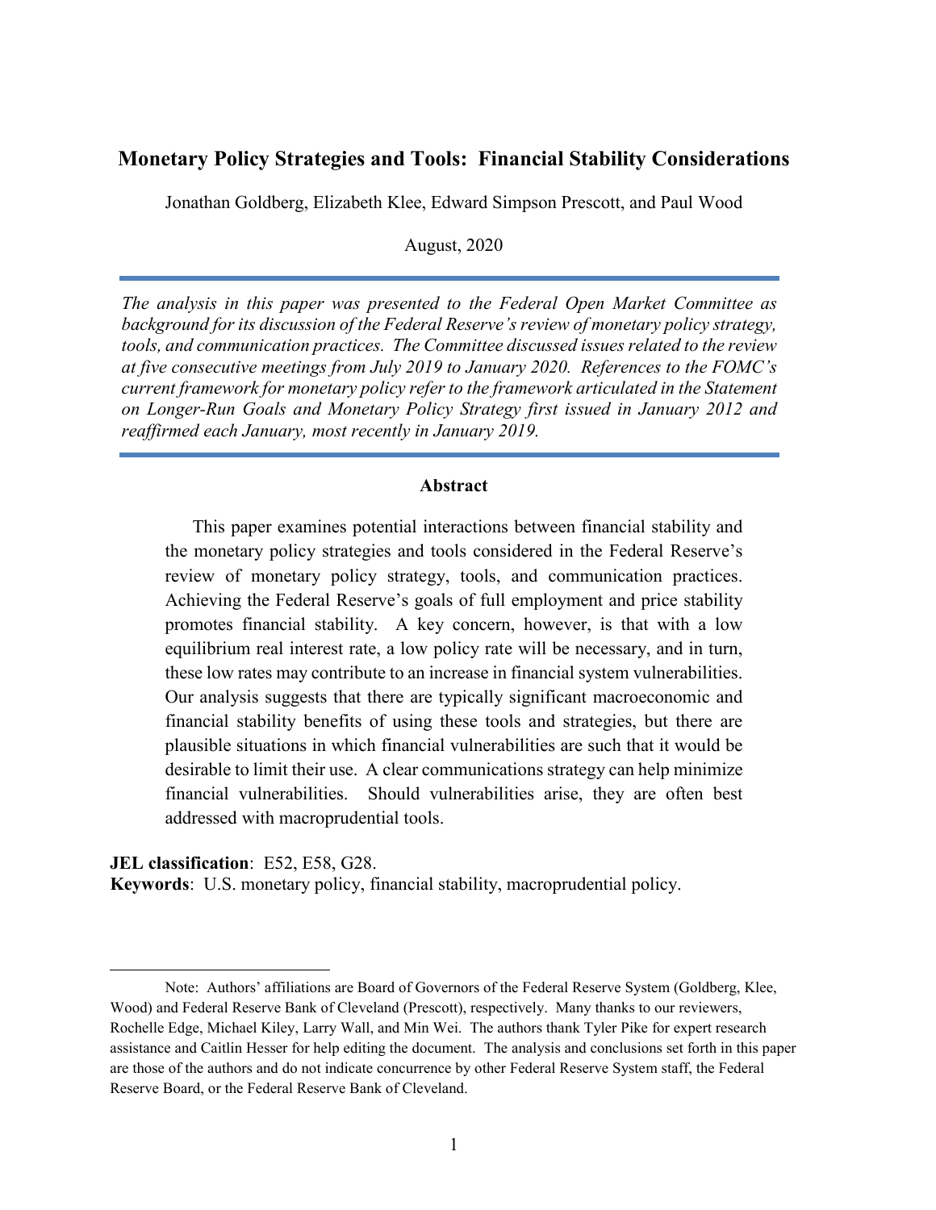# Monetary Policy Strategies and Tools: Financial Stability Considerations

Jonathan Goldberg, Elizabeth Klee, Edward Simpson Prescott, and Paul Wood

August, 2020

*The analysis in this paper was presented to the Federal Open Market Committee as background for its discussion of the Federal Reserve's review of monetary policy strategy, tools, and communication practices. The Committee discussed issues related to the review at five consecutive meetings from July 2019 to January 2020. References to the FOMC's current framework for monetary policy refer to the framework articulated in the Statement on Longer-Run Goals and Monetary Policy Strategy first issued in January 2012 and reaffirmed each January, most recently in January 2019.*

## Abstract

This paper examines potential interactions between financial stability and the monetary policy strategies and tools considered in the Federal Reserve's review of monetary policy strategy, tools, and communication practices. Achieving the Federal Reserve's goals of full employment and price stability promotes financial stability. A key concern, however, is that with a low equilibrium real interest rate, a low policy rate will be necessary, and in turn, these low rates may contribute to an increase in financial system vulnerabilities. Our analysis suggests that there are typically significant macroeconomic and financial stability benefits of using these tools and strategies, but there are plausible situations in which financial vulnerabilities are such that it would be desirable to limit their use. A clear communications strategy can help minimize financial vulnerabilities. Should vulnerabilities arise, they are often best addressed with macroprudential tools.

**JEL classification**: E52, E58, G28.
**Keywords**: U.S. monetary policy, financial stability, macroprudential policy.

Note: Authors' affiliations are Board of Governors of the Federal Reserve System (Goldberg, Klee, Wood) and Federal Reserve Bank of Cleveland (Prescott), respectively. Many thanks to our reviewers, Rochelle Edge, Michael Kiley, Larry Wall, and Min Wei. The authors thank Tyler Pike for expert research assistance and Caitlin Hesser for help editing the document. The analysis and conclusions set forth in this paper are those of the authors and do not indicate concurrence by other Federal Reserve System staff, the Federal Reserve Board, or the Federal Reserve Bank of Cleveland.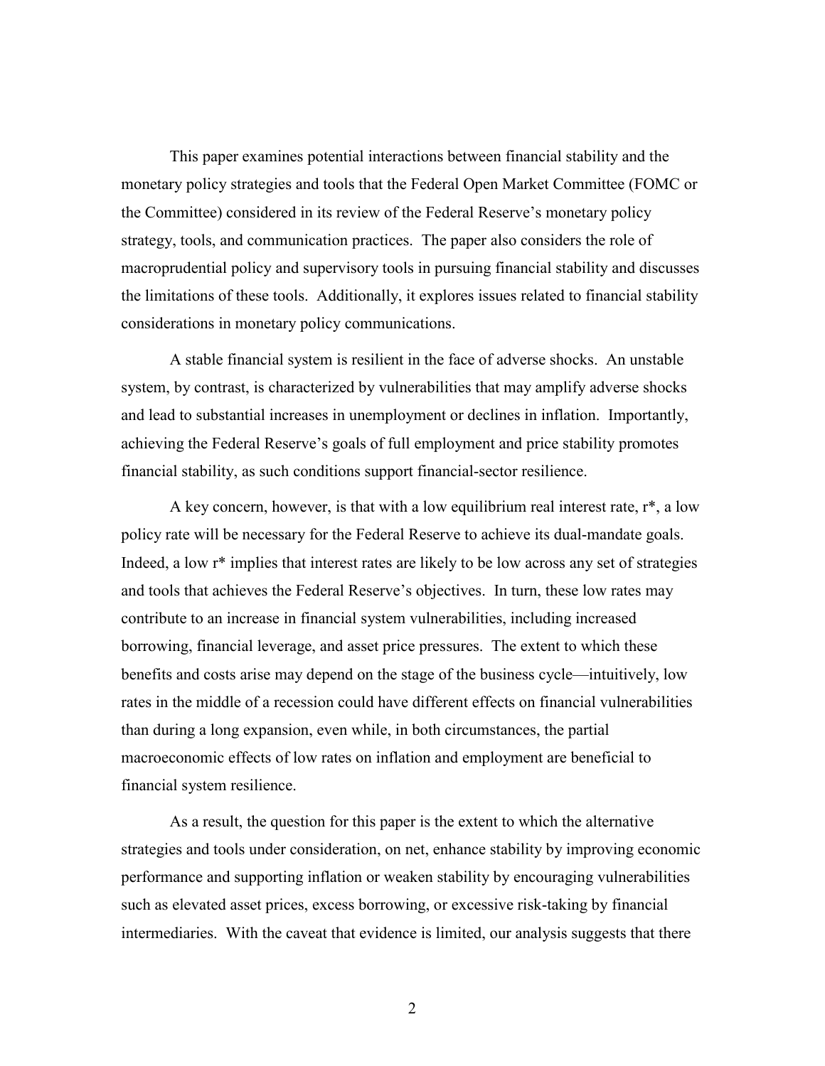This paper examines potential interactions between financial stability and the monetary policy strategies and tools that the Federal Open Market Committee (FOMC or the Committee) considered in its review of the Federal Reserve's monetary policy strategy, tools, and communication practices. The paper also considers the role of macroprudential policy and supervisory tools in pursuing financial stability and discusses the limitations of these tools. Additionally, it explores issues related to financial stability considerations in monetary policy communications.

A stable financial system is resilient in the face of adverse shocks. An unstable system, by contrast, is characterized by vulnerabilities that may amplify adverse shocks and lead to substantial increases in unemployment or declines in inflation. Importantly, achieving the Federal Reserve's goals of full employment and price stability promotes financial stability, as such conditions support financial-sector resilience.

A key concern, however, is that with a low equilibrium real interest rate, $r^*$, a low policy rate will be necessary for the Federal Reserve to achieve its dual-mandate goals. Indeed, a low $r^*$ implies that interest rates are likely to be low across any set of strategies and tools that achieves the Federal Reserve's objectives. In turn, these low rates may contribute to an increase in financial system vulnerabilities, including increased borrowing, financial leverage, and asset price pressures. The extent to which these benefits and costs arise may depend on the stage of the business cycle—intuitively, low rates in the middle of a recession could have different effects on financial vulnerabilities than during a long expansion, even while, in both circumstances, the partial macroeconomic effects of low rates on inflation and employment are beneficial to financial system resilience.

As a result, the question for this paper is the extent to which the alternative strategies and tools under consideration, on net, enhance stability by improving economic performance and supporting inflation or weaken stability by encouraging vulnerabilities such as elevated asset prices, excess borrowing, or excessive risk-taking by financial intermediaries. With the caveat that evidence is limited, our analysis suggests that there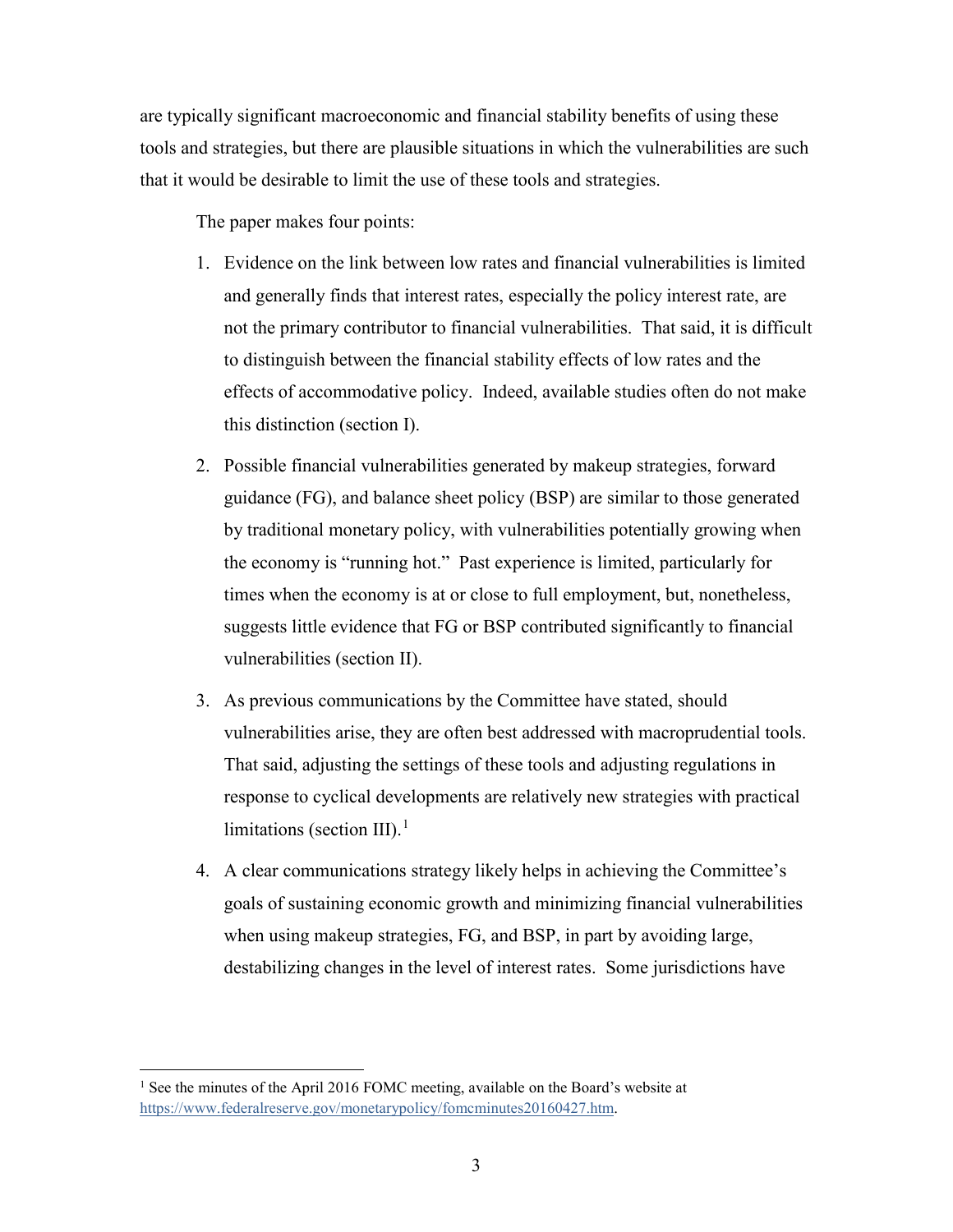are typically significant macroeconomic and financial stability benefits of using these tools and strategies, but there are plausible situations in which the vulnerabilities are such that it would be desirable to limit the use of these tools and strategies.

The paper makes four points:

1. Evidence on the link between low rates and financial vulnerabilities is limited and generally finds that interest rates, especially the policy interest rate, are not the primary contributor to financial vulnerabilities. That said, it is difficult to distinguish between the financial stability effects of low rates and the effects of accommodative policy. Indeed, available studies often do not make this distinction (section I).

2. Possible financial vulnerabilities generated by makeup strategies, forward guidance (FG), and balance sheet policy (BSP) are similar to those generated by traditional monetary policy, with vulnerabilities potentially growing when the economy is "running hot." Past experience is limited, particularly for times when the economy is at or close to full employment, but, nonetheless, suggests little evidence that FG or BSP contributed significantly to financial vulnerabilities (section II).

3. As previous communications by the Committee have stated, should vulnerabilities arise, they are often best addressed with macroprudential tools. That said, adjusting the settings of these tools and adjusting regulations in response to cyclical developments are relatively new strategies with practical limitations (section III).[1]

4. A clear communications strategy likely helps in achieving the Committee's goals of sustaining economic growth and minimizing financial vulnerabilities when using makeup strategies, FG, and BSP, in part by avoiding large, destabilizing changes in the level of interest rates. Some jurisdictions have

[1] See the minutes of the April 2016 FOMC meeting, available on the Board's website at https://www.federalreserve.gov/monetarypolicy/fomcminutes20160427.htm.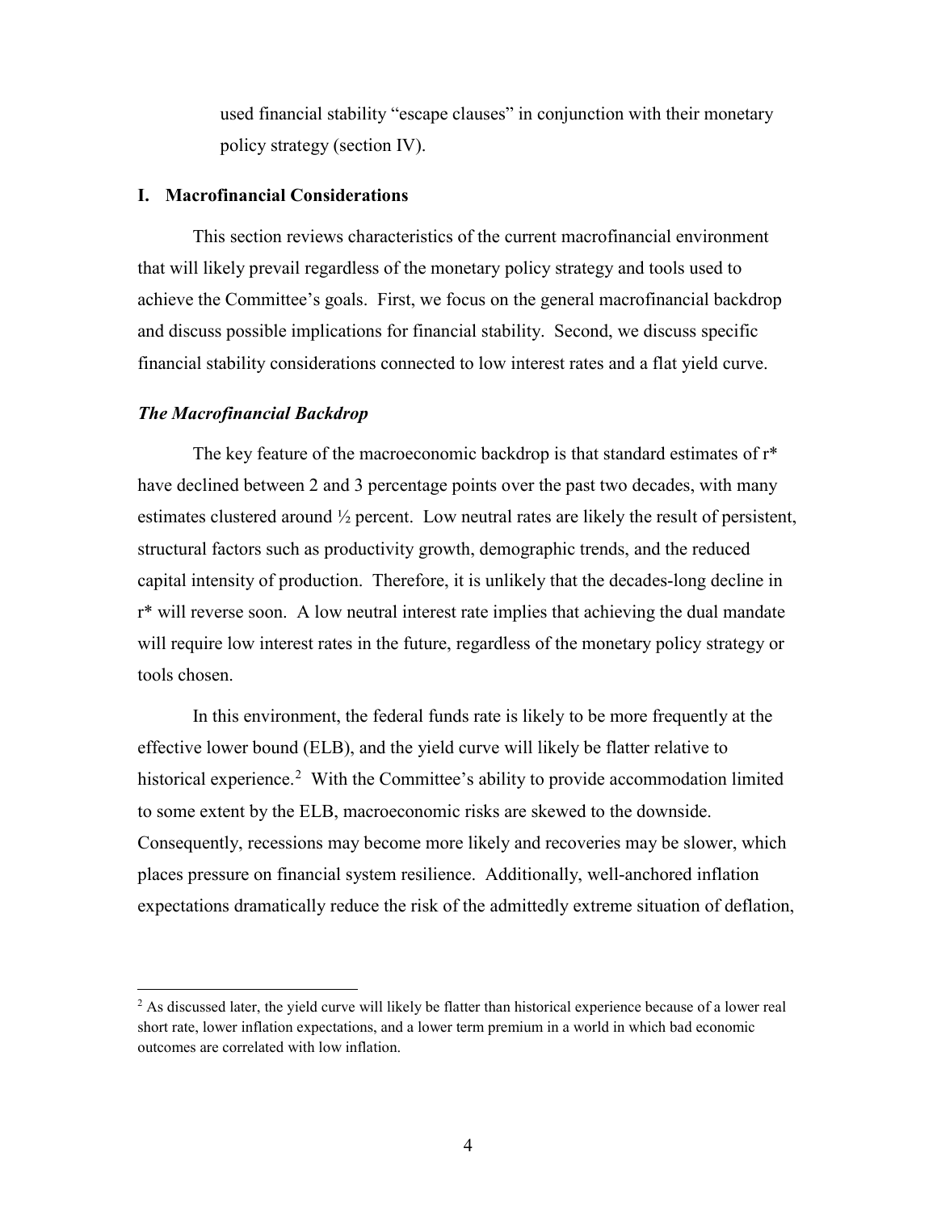used financial stability "escape clauses" in conjunction with their monetary policy strategy (section IV).

## I. Macrofinancial Considerations

This section reviews characteristics of the current macrofinancial environment that will likely prevail regardless of the monetary policy strategy and tools used to achieve the Committee's goals. First, we focus on the general macrofinancial backdrop and discuss possible implications for financial stability. Second, we discuss specific financial stability considerations connected to low interest rates and a flat yield curve.

### *The Macrofinancial Backdrop*

The key feature of the macroeconomic backdrop is that standard estimates of r* have declined between 2 and 3 percentage points over the past two decades, with many estimates clustered around ½ percent. Low neutral rates are likely the result of persistent, structural factors such as productivity growth, demographic trends, and the reduced capital intensity of production. Therefore, it is unlikely that the decades-long decline in r* will reverse soon. A low neutral interest rate implies that achieving the dual mandate will require low interest rates in the future, regardless of the monetary policy strategy or tools chosen.

In this environment, the federal funds rate is likely to be more frequently at the effective lower bound (ELB), and the yield curve will likely be flatter relative to historical experience.[2] With the Committee's ability to provide accommodation limited to some extent by the ELB, macroeconomic risks are skewed to the downside. Consequently, recessions may become more likely and recoveries may be slower, which places pressure on financial system resilience. Additionally, well-anchored inflation expectations dramatically reduce the risk of the admittedly extreme situation of deflation,

---

[2] As discussed later, the yield curve will likely be flatter than historical experience because of a lower real short rate, lower inflation expectations, and a lower term premium in a world in which bad economic outcomes are correlated with low inflation.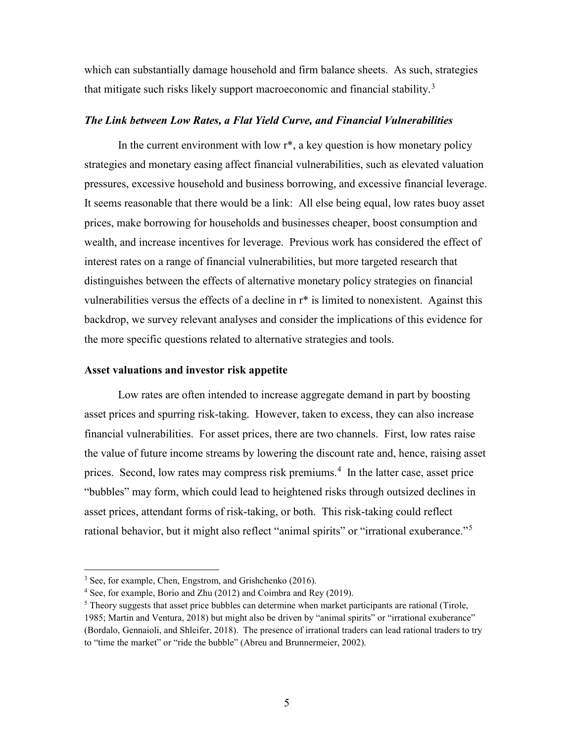which can substantially damage household and firm balance sheets. As such, strategies that mitigate such risks likely support macroeconomic and financial stability.[3]

### *The Link between Low Rates, a Flat Yield Curve, and Financial Vulnerabilities*

In the current environment with low r*, a key question is how monetary policy strategies and monetary easing affect financial vulnerabilities, such as elevated valuation pressures, excessive household and business borrowing, and excessive financial leverage. It seems reasonable that there would be a link: All else being equal, low rates buoy asset prices, make borrowing for households and businesses cheaper, boost consumption and wealth, and increase incentives for leverage. Previous work has considered the effect of interest rates on a range of financial vulnerabilities, but more targeted research that distinguishes between the effects of alternative monetary policy strategies on financial vulnerabilities versus the effects of a decline in r* is limited to nonexistent. Against this backdrop, we survey relevant analyses and consider the implications of this evidence for the more specific questions related to alternative strategies and tools.

### **Asset valuations and investor risk appetite**

Low rates are often intended to increase aggregate demand in part by boosting asset prices and spurring risk-taking. However, taken to excess, they can also increase financial vulnerabilities. For asset prices, there are two channels. First, low rates raise the value of future income streams by lowering the discount rate and, hence, raising asset prices. Second, low rates may compress risk premiums.[4] In the latter case, asset price "bubbles" may form, which could lead to heightened risks through outsized declines in asset prices, attendant forms of risk-taking, or both. This risk-taking could reflect rational behavior, but it might also reflect "animal spirits" or "irrational exuberance."[5]

---

[3] See, for example, Chen, Engstrom, and Grishchenko (2016).

[4] See, for example, Borio and Zhu (2012) and Coimbra and Rey (2019).

[5] Theory suggests that asset price bubbles can determine when market participants are rational (Tirole, 1985; Martin and Ventura, 2018) but might also be driven by "animal spirits" or "irrational exuberance" (Bordalo, Gennaioli, and Shleifer, 2018). The presence of irrational traders can lead rational traders to try to "time the market" or "ride the bubble" (Abreu and Brunnermeier, 2002).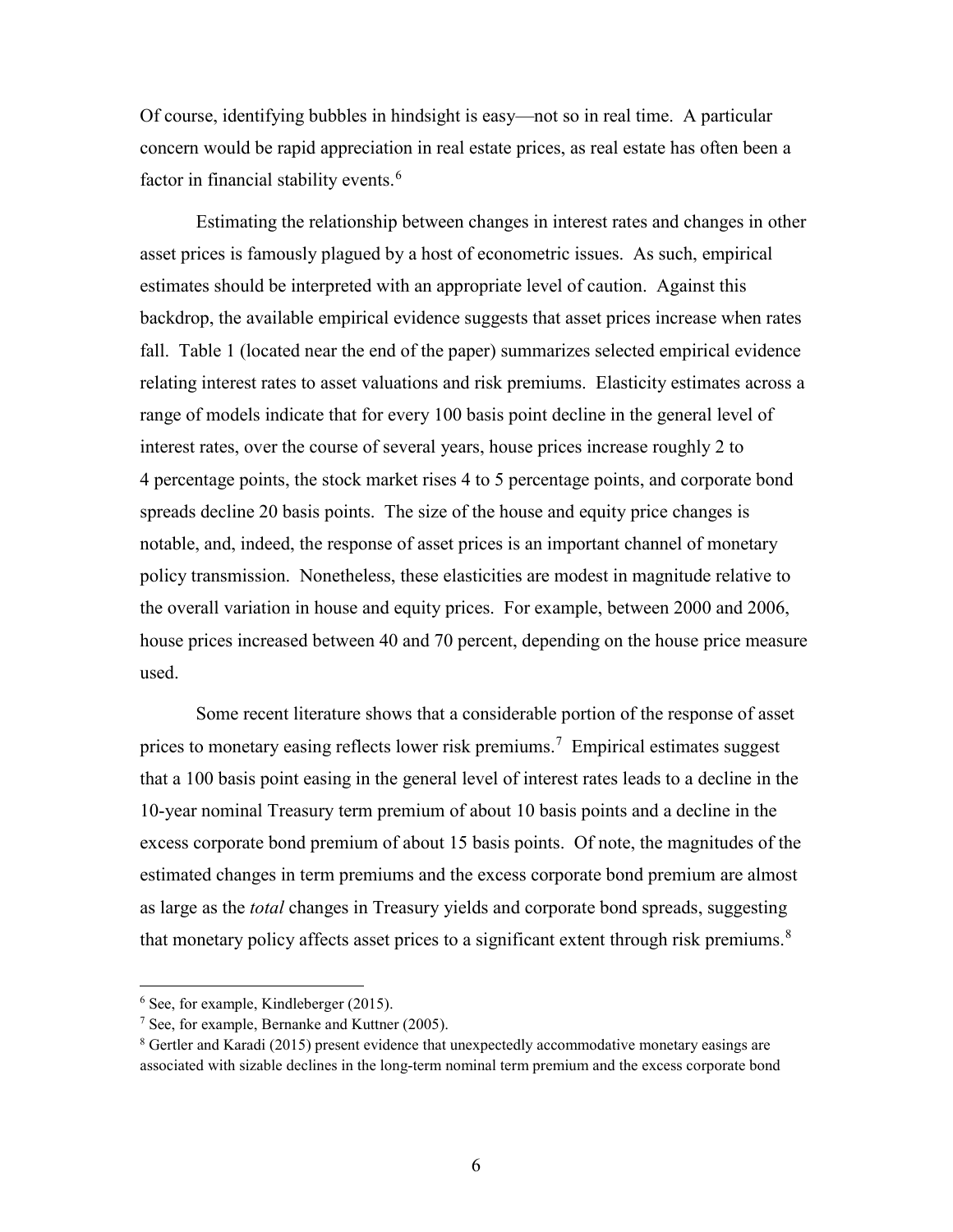Of course, identifying bubbles in hindsight is easy—not so in real time. A particular concern would be rapid appreciation in real estate prices, as real estate has often been a factor in financial stability events.[6]

Estimating the relationship between changes in interest rates and changes in other asset prices is famously plagued by a host of econometric issues. As such, empirical estimates should be interpreted with an appropriate level of caution. Against this backdrop, the available empirical evidence suggests that asset prices increase when rates fall. Table 1 (located near the end of the paper) summarizes selected empirical evidence relating interest rates to asset valuations and risk premiums. Elasticity estimates across a range of models indicate that for every 100 basis point decline in the general level of interest rates, over the course of several years, house prices increase roughly 2 to 4 percentage points, the stock market rises 4 to 5 percentage points, and corporate bond spreads decline 20 basis points. The size of the house and equity price changes is notable, and, indeed, the response of asset prices is an important channel of monetary policy transmission. Nonetheless, these elasticities are modest in magnitude relative to the overall variation in house and equity prices. For example, between 2000 and 2006, house prices increased between 40 and 70 percent, depending on the house price measure used.

Some recent literature shows that a considerable portion of the response of asset prices to monetary easing reflects lower risk premiums.[7] Empirical estimates suggest that a 100 basis point easing in the general level of interest rates leads to a decline in the 10-year nominal Treasury term premium of about 10 basis points and a decline in the excess corporate bond premium of about 15 basis points. Of note, the magnitudes of the estimated changes in term premiums and the excess corporate bond premium are almost as large as the *total* changes in Treasury yields and corporate bond spreads, suggesting that monetary policy affects asset prices to a significant extent through risk premiums.[8]

---

[6] See, for example, Kindleberger (2015).

[7] See, for example, Bernanke and Kuttner (2005).

[8] Gertler and Karadi (2015) present evidence that unexpectedly accommodative monetary easings are associated with sizable declines in the long-term nominal term premium and the excess corporate bond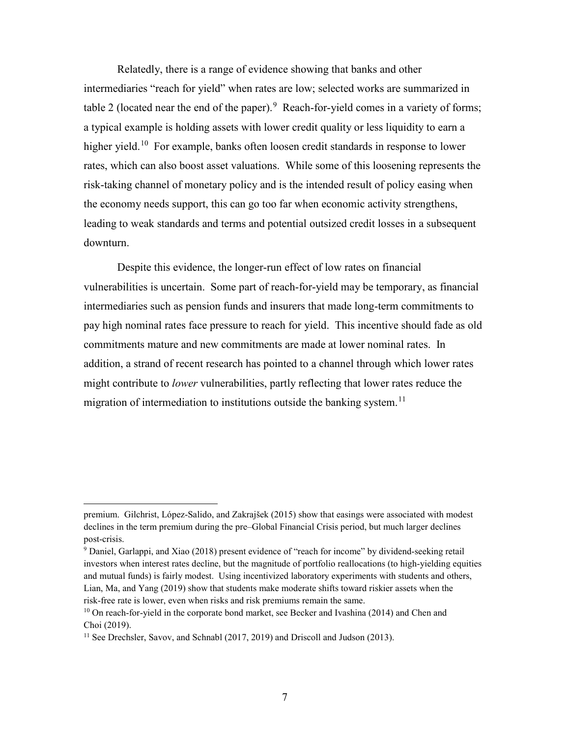Relatedly, there is a range of evidence showing that banks and other intermediaries "reach for yield" when rates are low; selected works are summarized in table 2 (located near the end of the paper).[9] Reach-for-yield comes in a variety of forms; a typical example is holding assets with lower credit quality or less liquidity to earn a higher yield.[10] For example, banks often loosen credit standards in response to lower rates, which can also boost asset valuations. While some of this loosening represents the risk-taking channel of monetary policy and is the intended result of policy easing when the economy needs support, this can go too far when economic activity strengthens, leading to weak standards and terms and potential outsized credit losses in a subsequent downturn.

Despite this evidence, the longer-run effect of low rates on financial vulnerabilities is uncertain. Some part of reach-for-yield may be temporary, as financial intermediaries such as pension funds and insurers that made long-term commitments to pay high nominal rates face pressure to reach for yield. This incentive should fade as old commitments mature and new commitments are made at lower nominal rates. In addition, a strand of recent research has pointed to a channel through which lower rates might contribute to *lower* vulnerabilities, partly reflecting that lower rates reduce the migration of intermediation to institutions outside the banking system.[11]

---

premium. Gilchrist, López-Salido, and Zakrajšek (2015) show that easings were associated with modest declines in the term premium during the pre–Global Financial Crisis period, but much larger declines post-crisis.

[9] Daniel, Garlappi, and Xiao (2018) present evidence of "reach for income" by dividend-seeking retail investors when interest rates decline, but the magnitude of portfolio reallocations (to high-yielding equities and mutual funds) is fairly modest. Using incentivized laboratory experiments with students and others, Lian, Ma, and Yang (2019) show that students make moderate shifts toward riskier assets when the risk-free rate is lower, even when risks and risk premiums remain the same.

[10] On reach-for-yield in the corporate bond market, see Becker and Ivashina (2014) and Chen and Choi (2019).

[11] See Drechsler, Savov, and Schnabl (2017, 2019) and Driscoll and Judson (2013).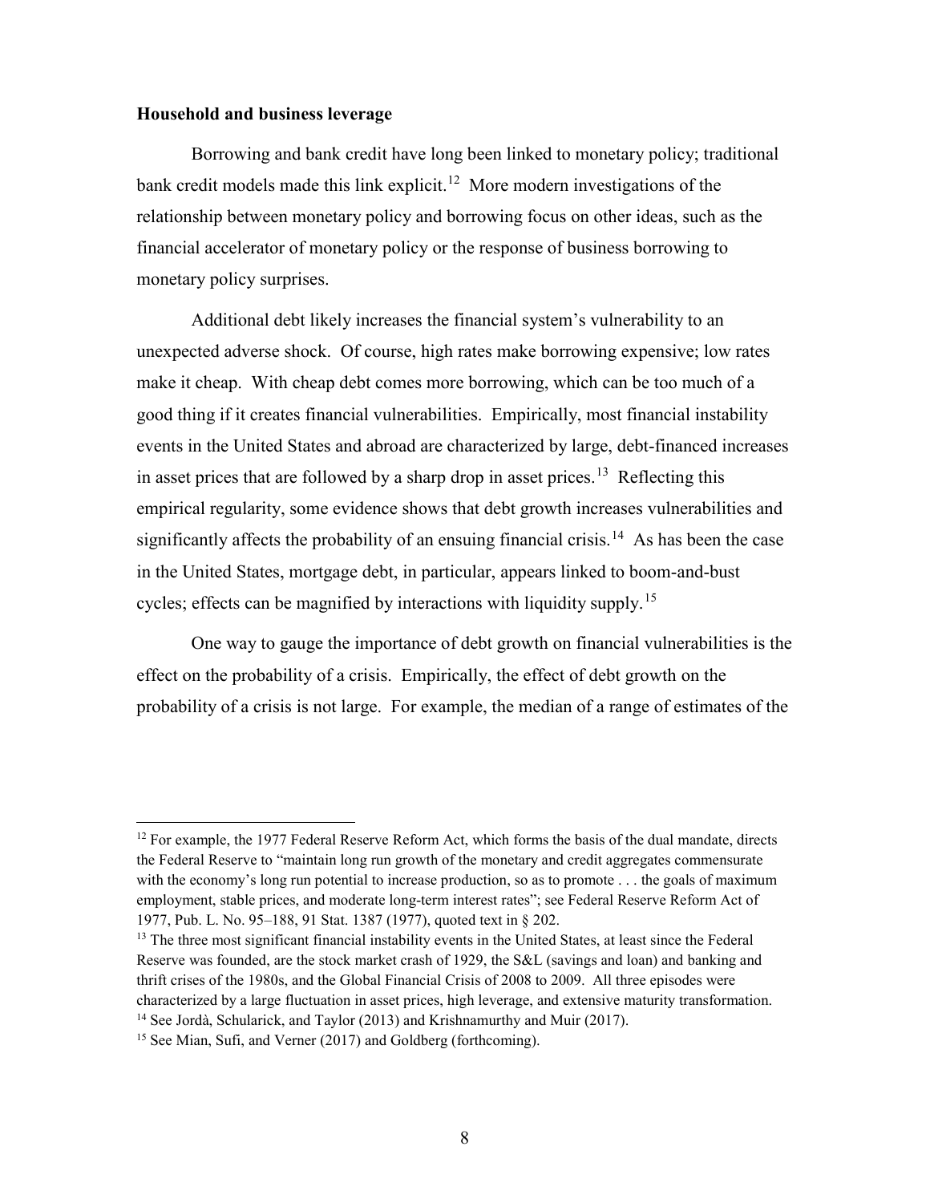**Household and business leverage**

Borrowing and bank credit have long been linked to monetary policy; traditional bank credit models made this link explicit.[12] More modern investigations of the relationship between monetary policy and borrowing focus on other ideas, such as the financial accelerator of monetary policy or the response of business borrowing to monetary policy surprises.

Additional debt likely increases the financial system's vulnerability to an unexpected adverse shock. Of course, high rates make borrowing expensive; low rates make it cheap. With cheap debt comes more borrowing, which can be too much of a good thing if it creates financial vulnerabilities. Empirically, most financial instability events in the United States and abroad are characterized by large, debt-financed increases in asset prices that are followed by a sharp drop in asset prices.[13] Reflecting this empirical regularity, some evidence shows that debt growth increases vulnerabilities and significantly affects the probability of an ensuing financial crisis.[14] As has been the case in the United States, mortgage debt, in particular, appears linked to boom-and-bust cycles; effects can be magnified by interactions with liquidity supply.[15]

One way to gauge the importance of debt growth on financial vulnerabilities is the effect on the probability of a crisis. Empirically, the effect of debt growth on the probability of a crisis is not large. For example, the median of a range of estimates of the

---

[12] For example, the 1977 Federal Reserve Reform Act, which forms the basis of the dual mandate, directs the Federal Reserve to "maintain long run growth of the monetary and credit aggregates commensurate with the economy's long run potential to increase production, so as to promote . . . the goals of maximum employment, stable prices, and moderate long-term interest rates"; see Federal Reserve Reform Act of 1977, Pub. L. No. 95–188, 91 Stat. 1387 (1977), quoted text in § 202.

[13] The three most significant financial instability events in the United States, at least since the Federal Reserve was founded, are the stock market crash of 1929, the S&L (savings and loan) and banking and thrift crises of the 1980s, and the Global Financial Crisis of 2008 to 2009. All three episodes were characterized by a large fluctuation in asset prices, high leverage, and extensive maturity transformation.

[14] See Jordà, Schularick, and Taylor (2013) and Krishnamurthy and Muir (2017).

[15] See Mian, Sufi, and Verner (2017) and Goldberg (forthcoming).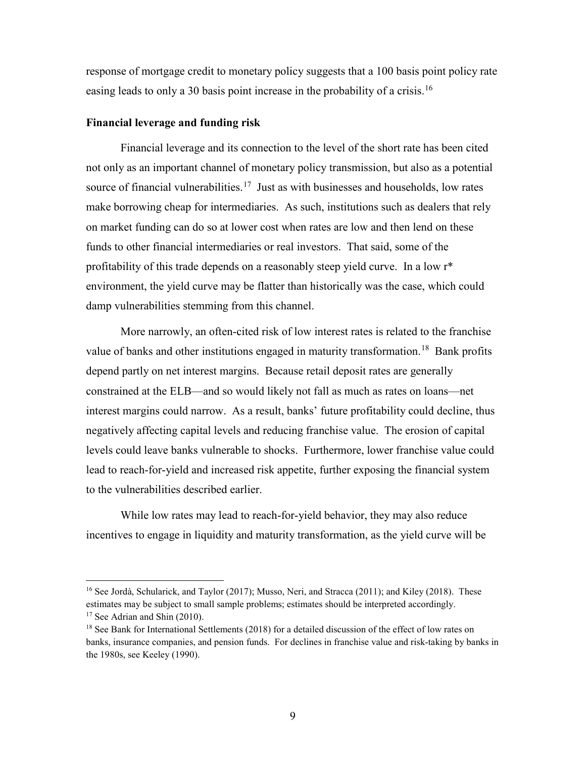response of mortgage credit to monetary policy suggests that a 100 basis point policy rate easing leads to only a 30 basis point increase in the probability of a crisis.[16]

**Financial leverage and funding risk**

Financial leverage and its connection to the level of the short rate has been cited not only as an important channel of monetary policy transmission, but also as a potential source of financial vulnerabilities.[17] Just as with businesses and households, low rates make borrowing cheap for intermediaries. As such, institutions such as dealers that rely on market funding can do so at lower cost when rates are low and then lend on these funds to other financial intermediaries or real investors. That said, some of the profitability of this trade depends on a reasonably steep yield curve. In a low r* environment, the yield curve may be flatter than historically was the case, which could damp vulnerabilities stemming from this channel.

More narrowly, an often-cited risk of low interest rates is related to the franchise value of banks and other institutions engaged in maturity transformation.[18] Bank profits depend partly on net interest margins. Because retail deposit rates are generally constrained at the ELB—and so would likely not fall as much as rates on loans—net interest margins could narrow. As a result, banks' future profitability could decline, thus negatively affecting capital levels and reducing franchise value. The erosion of capital levels could leave banks vulnerable to shocks. Furthermore, lower franchise value could lead to reach-for-yield and increased risk appetite, further exposing the financial system to the vulnerabilities described earlier.

While low rates may lead to reach-for-yield behavior, they may also reduce incentives to engage in liquidity and maturity transformation, as the yield curve will be

---

[16] See Jordà, Schularick, and Taylor (2017); Musso, Neri, and Stracca (2011); and Kiley (2018). These estimates may be subject to small sample problems; estimates should be interpreted accordingly.

[17] See Adrian and Shin (2010).

[18] See Bank for International Settlements (2018) for a detailed discussion of the effect of low rates on banks, insurance companies, and pension funds. For declines in franchise value and risk-taking by banks in the 1980s, see Keeley (1990).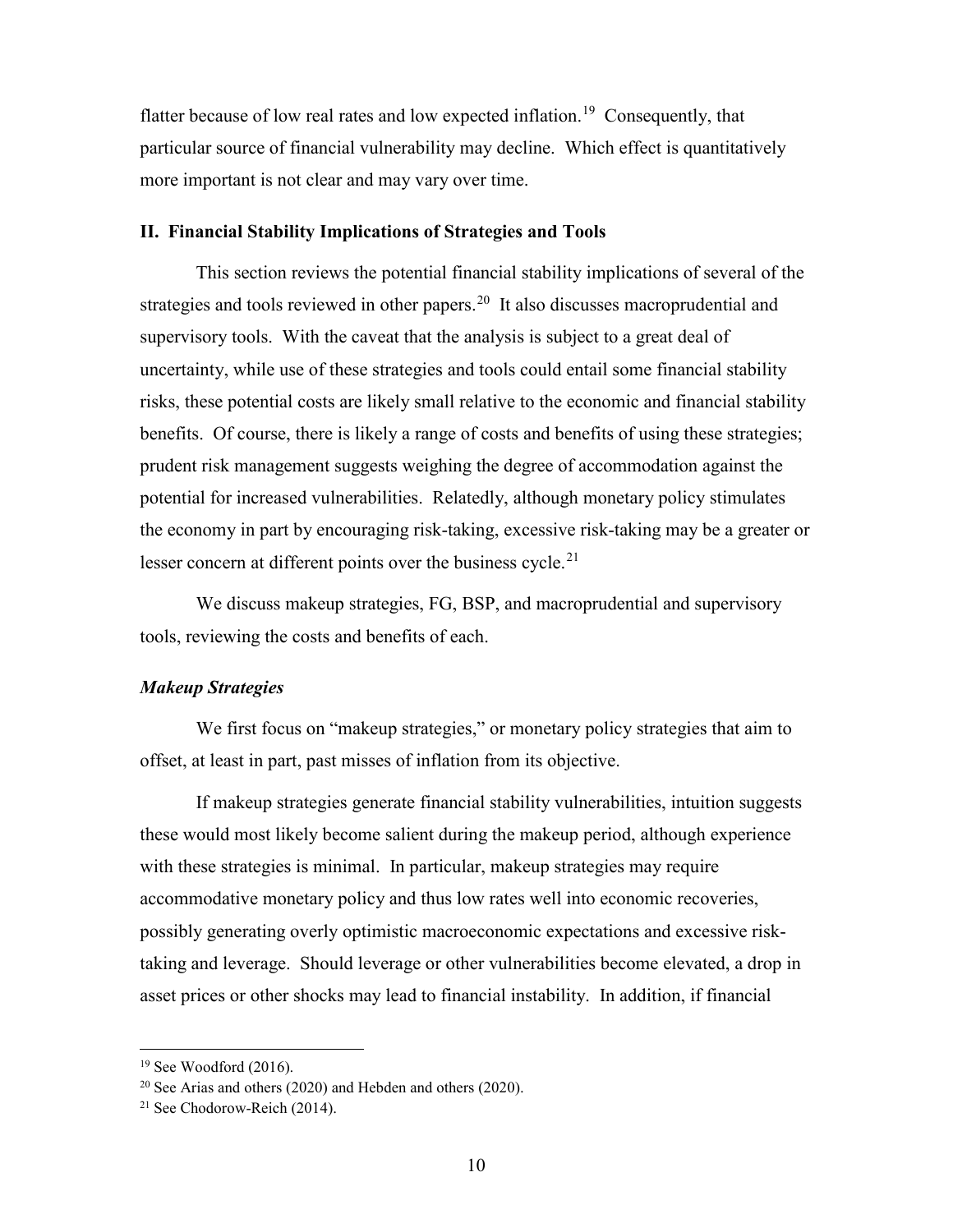flatter because of low real rates and low expected inflation.[19] Consequently, that particular source of financial vulnerability may decline. Which effect is quantitatively more important is not clear and may vary over time.

## II. Financial Stability Implications of Strategies and Tools

This section reviews the potential financial stability implications of several of the strategies and tools reviewed in other papers.[20] It also discusses macroprudential and supervisory tools. With the caveat that the analysis is subject to a great deal of uncertainty, while use of these strategies and tools could entail some financial stability risks, these potential costs are likely small relative to the economic and financial stability benefits. Of course, there is likely a range of costs and benefits of using these strategies; prudent risk management suggests weighing the degree of accommodation against the potential for increased vulnerabilities. Relatedly, although monetary policy stimulates the economy in part by encouraging risk-taking, excessive risk-taking may be a greater or lesser concern at different points over the business cycle.[21]

We discuss makeup strategies, FG, BSP, and macroprudential and supervisory tools, reviewing the costs and benefits of each.

### *Makeup Strategies*

We first focus on "makeup strategies," or monetary policy strategies that aim to offset, at least in part, past misses of inflation from its objective.

If makeup strategies generate financial stability vulnerabilities, intuition suggests these would most likely become salient during the makeup period, although experience with these strategies is minimal. In particular, makeup strategies may require accommodative monetary policy and thus low rates well into economic recoveries, possibly generating overly optimistic macroeconomic expectations and excessive risk-taking and leverage. Should leverage or other vulnerabilities become elevated, a drop in asset prices or other shocks may lead to financial instability. In addition, if financial

---

[19] See Woodford (2016).

[20] See Arias and others (2020) and Hebden and others (2020).

[21] See Chodorow-Reich (2014).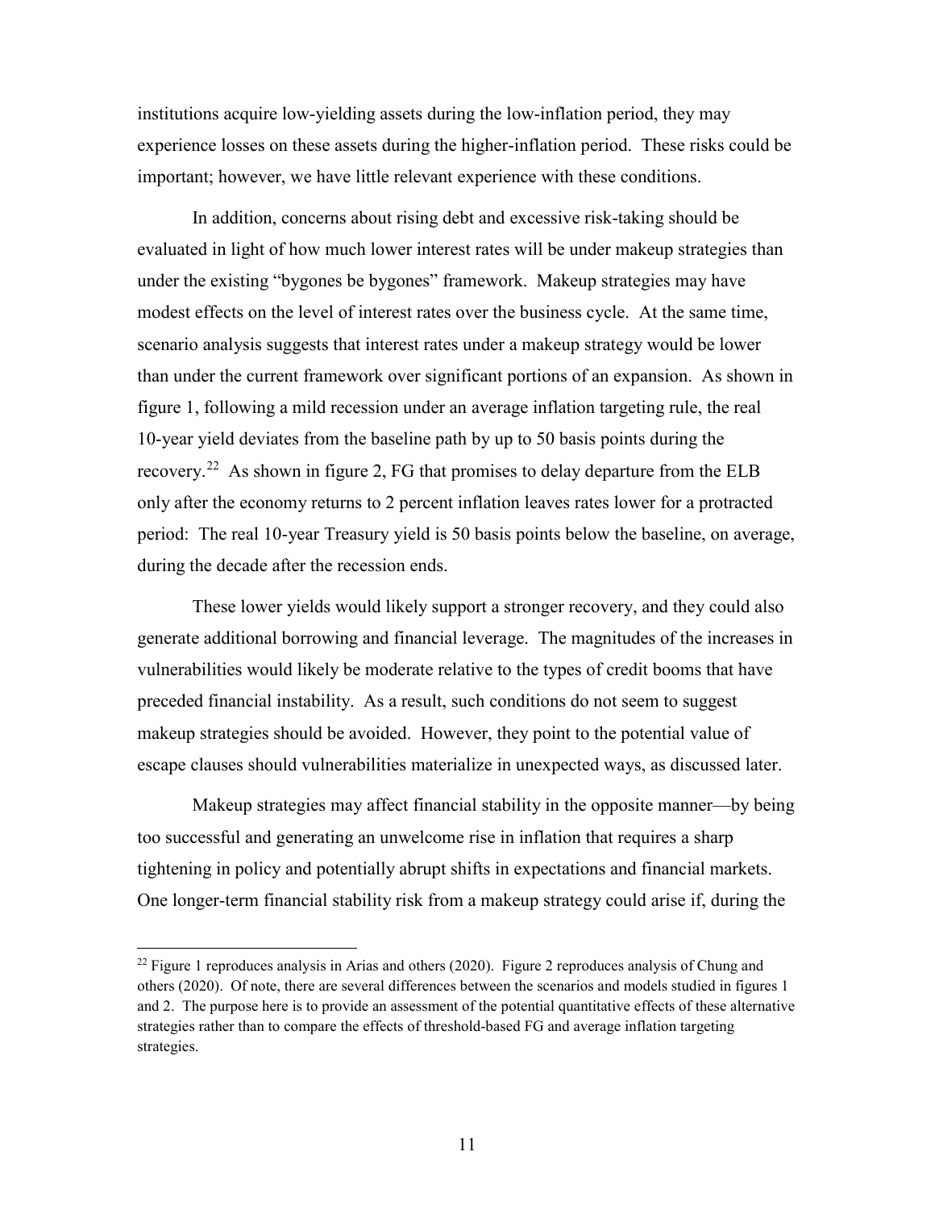institutions acquire low-yielding assets during the low-inflation period, they may experience losses on these assets during the higher-inflation period. These risks could be important; however, we have little relevant experience with these conditions.

In addition, concerns about rising debt and excessive risk-taking should be evaluated in light of how much lower interest rates will be under makeup strategies than under the existing "bygones be bygones" framework. Makeup strategies may have modest effects on the level of interest rates over the business cycle. At the same time, scenario analysis suggests that interest rates under a makeup strategy would be lower than under the current framework over significant portions of an expansion. As shown in figure 1, following a mild recession under an average inflation targeting rule, the real 10-year yield deviates from the baseline path by up to 50 basis points during the recovery.[22] As shown in figure 2, FG that promises to delay departure from the ELB only after the economy returns to 2 percent inflation leaves rates lower for a protracted period: The real 10-year Treasury yield is 50 basis points below the baseline, on average, during the decade after the recession ends.

These lower yields would likely support a stronger recovery, and they could also generate additional borrowing and financial leverage. The magnitudes of the increases in vulnerabilities would likely be moderate relative to the types of credit booms that have preceded financial instability. As a result, such conditions do not seem to suggest makeup strategies should be avoided. However, they point to the potential value of escape clauses should vulnerabilities materialize in unexpected ways, as discussed later.

Makeup strategies may affect financial stability in the opposite manner—by being too successful and generating an unwelcome rise in inflation that requires a sharp tightening in policy and potentially abrupt shifts in expectations and financial markets. One longer-term financial stability risk from a makeup strategy could arise if, during the

---

[22] Figure 1 reproduces analysis in Arias and others (2020). Figure 2 reproduces analysis of Chung and others (2020). Of note, there are several differences between the scenarios and models studied in figures 1 and 2. The purpose here is to provide an assessment of the potential quantitative effects of these alternative strategies rather than to compare the effects of threshold-based FG and average inflation targeting strategies.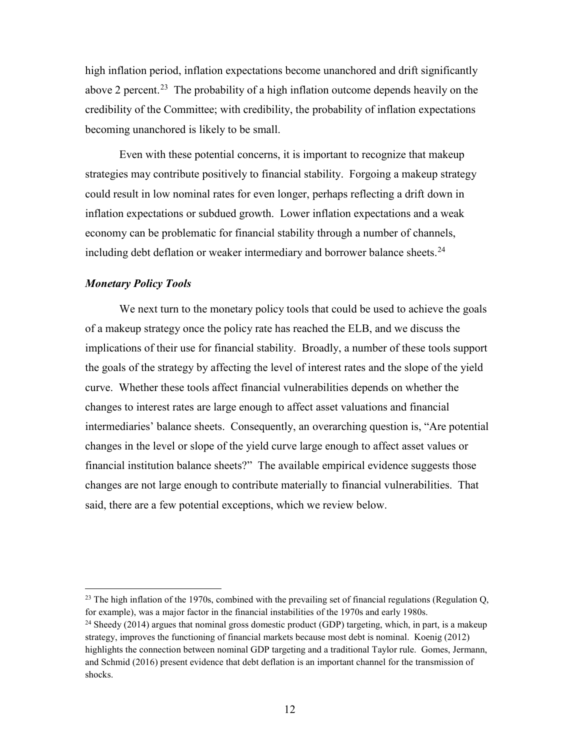high inflation period, inflation expectations become unanchored and drift significantly above 2 percent.[23] The probability of a high inflation outcome depends heavily on the credibility of the Committee; with credibility, the probability of inflation expectations becoming unanchored is likely to be small.

Even with these potential concerns, it is important to recognize that makeup strategies may contribute positively to financial stability. Forgoing a makeup strategy could result in low nominal rates for even longer, perhaps reflecting a drift down in inflation expectations or subdued growth. Lower inflation expectations and a weak economy can be problematic for financial stability through a number of channels, including debt deflation or weaker intermediary and borrower balance sheets.[24]

### *Monetary Policy Tools*

We next turn to the monetary policy tools that could be used to achieve the goals of a makeup strategy once the policy rate has reached the ELB, and we discuss the implications of their use for financial stability. Broadly, a number of these tools support the goals of the strategy by affecting the level of interest rates and the slope of the yield curve. Whether these tools affect financial vulnerabilities depends on whether the changes to interest rates are large enough to affect asset valuations and financial intermediaries' balance sheets. Consequently, an overarching question is, "Are potential changes in the level or slope of the yield curve large enough to affect asset values or financial institution balance sheets?" The available empirical evidence suggests those changes are not large enough to contribute materially to financial vulnerabilities. That said, there are a few potential exceptions, which we review below.

---

[23] The high inflation of the 1970s, combined with the prevailing set of financial regulations (Regulation Q, for example), was a major factor in the financial instabilities of the 1970s and early 1980s.

[24] Sheedy (2014) argues that nominal gross domestic product (GDP) targeting, which, in part, is a makeup strategy, improves the functioning of financial markets because most debt is nominal. Koenig (2012) highlights the connection between nominal GDP targeting and a traditional Taylor rule. Gomes, Jermann, and Schmid (2016) present evidence that debt deflation is an important channel for the transmission of shocks.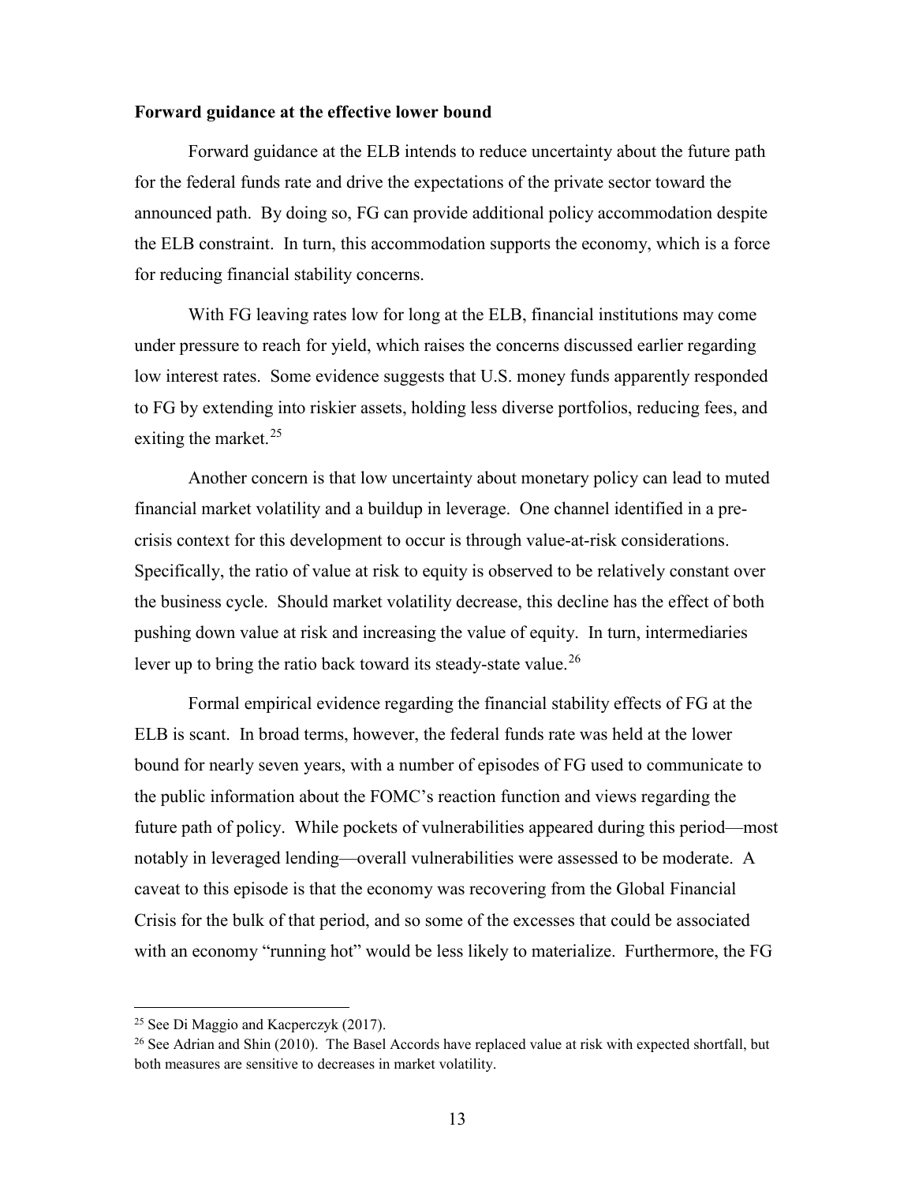**Forward guidance at the effective lower bound**

Forward guidance at the ELB intends to reduce uncertainty about the future path for the federal funds rate and drive the expectations of the private sector toward the announced path. By doing so, FG can provide additional policy accommodation despite the ELB constraint. In turn, this accommodation supports the economy, which is a force for reducing financial stability concerns.

With FG leaving rates low for long at the ELB, financial institutions may come under pressure to reach for yield, which raises the concerns discussed earlier regarding low interest rates. Some evidence suggests that U.S. money funds apparently responded to FG by extending into riskier assets, holding less diverse portfolios, reducing fees, and exiting the market.[25]

Another concern is that low uncertainty about monetary policy can lead to muted financial market volatility and a buildup in leverage. One channel identified in a pre-crisis context for this development to occur is through value-at-risk considerations. Specifically, the ratio of value at risk to equity is observed to be relatively constant over the business cycle. Should market volatility decrease, this decline has the effect of both pushing down value at risk and increasing the value of equity. In turn, intermediaries lever up to bring the ratio back toward its steady-state value.[26]

Formal empirical evidence regarding the financial stability effects of FG at the ELB is scant. In broad terms, however, the federal funds rate was held at the lower bound for nearly seven years, with a number of episodes of FG used to communicate to the public information about the FOMC's reaction function and views regarding the future path of policy. While pockets of vulnerabilities appeared during this period—most notably in leveraged lending—overall vulnerabilities were assessed to be moderate. A caveat to this episode is that the economy was recovering from the Global Financial Crisis for the bulk of that period, and so some of the excesses that could be associated with an economy "running hot" would be less likely to materialize. Furthermore, the FG

[25] See Di Maggio and Kacperczyk (2017).

[26] See Adrian and Shin (2010). The Basel Accords have replaced value at risk with expected shortfall, but both measures are sensitive to decreases in market volatility.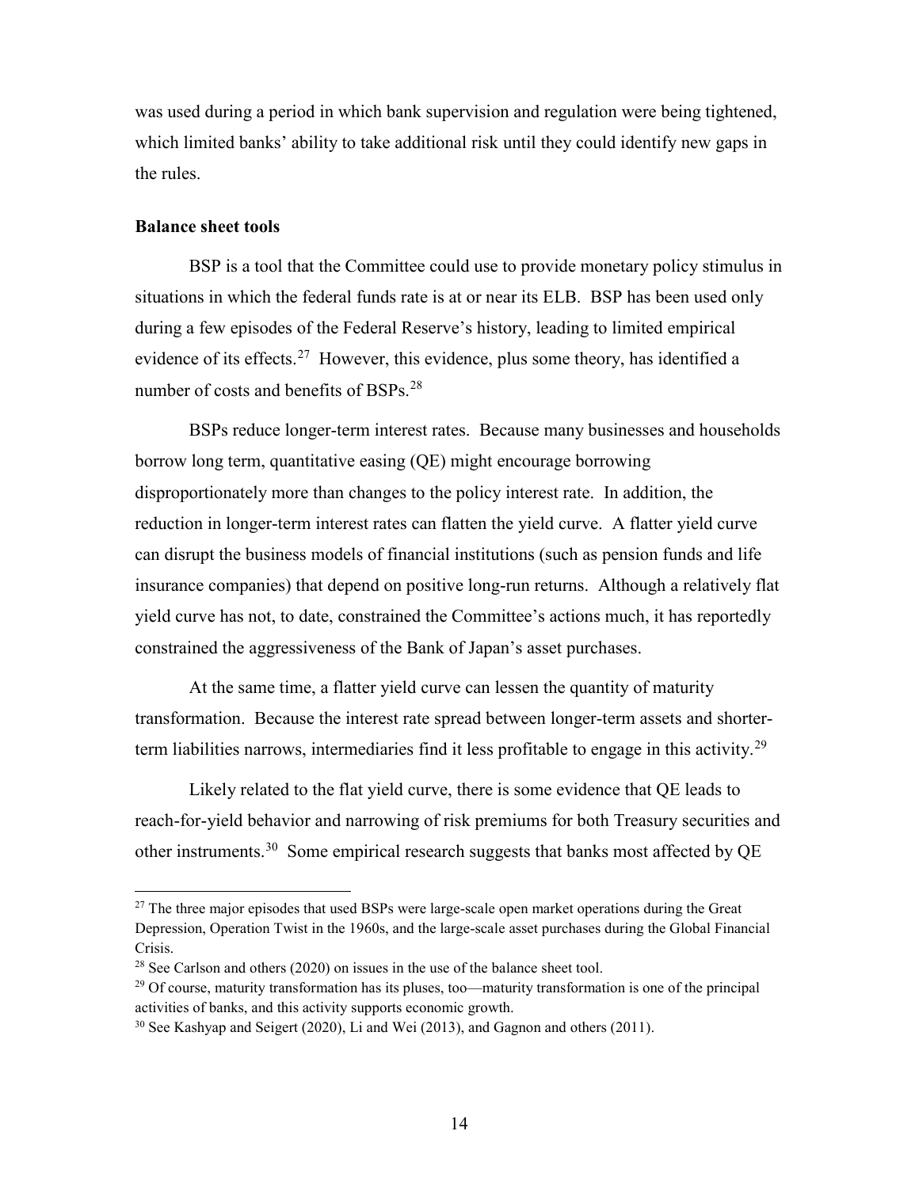was used during a period in which bank supervision and regulation were being tightened, which limited banks' ability to take additional risk until they could identify new gaps in the rules.

**Balance sheet tools**

BSP is a tool that the Committee could use to provide monetary policy stimulus in situations in which the federal funds rate is at or near its ELB. BSP has been used only during a few episodes of the Federal Reserve's history, leading to limited empirical evidence of its effects.[27] However, this evidence, plus some theory, has identified a number of costs and benefits of BSPs.[28]

BSPs reduce longer-term interest rates. Because many businesses and households borrow long term, quantitative easing (QE) might encourage borrowing disproportionately more than changes to the policy interest rate. In addition, the reduction in longer-term interest rates can flatten the yield curve. A flatter yield curve can disrupt the business models of financial institutions (such as pension funds and life insurance companies) that depend on positive long-run returns. Although a relatively flat yield curve has not, to date, constrained the Committee's actions much, it has reportedly constrained the aggressiveness of the Bank of Japan's asset purchases.

At the same time, a flatter yield curve can lessen the quantity of maturity transformation. Because the interest rate spread between longer-term assets and shorter-term liabilities narrows, intermediaries find it less profitable to engage in this activity.[29]

Likely related to the flat yield curve, there is some evidence that QE leads to reach-for-yield behavior and narrowing of risk premiums for both Treasury securities and other instruments.[30] Some empirical research suggests that banks most affected by QE

---

[27] The three major episodes that used BSPs were large-scale open market operations during the Great Depression, Operation Twist in the 1960s, and the large-scale asset purchases during the Global Financial Crisis.

[28] See Carlson and others (2020) on issues in the use of the balance sheet tool.

[29] Of course, maturity transformation has its pluses, too—maturity transformation is one of the principal activities of banks, and this activity supports economic growth.

[30] See Kashyap and Seigert (2020), Li and Wei (2013), and Gagnon and others (2011).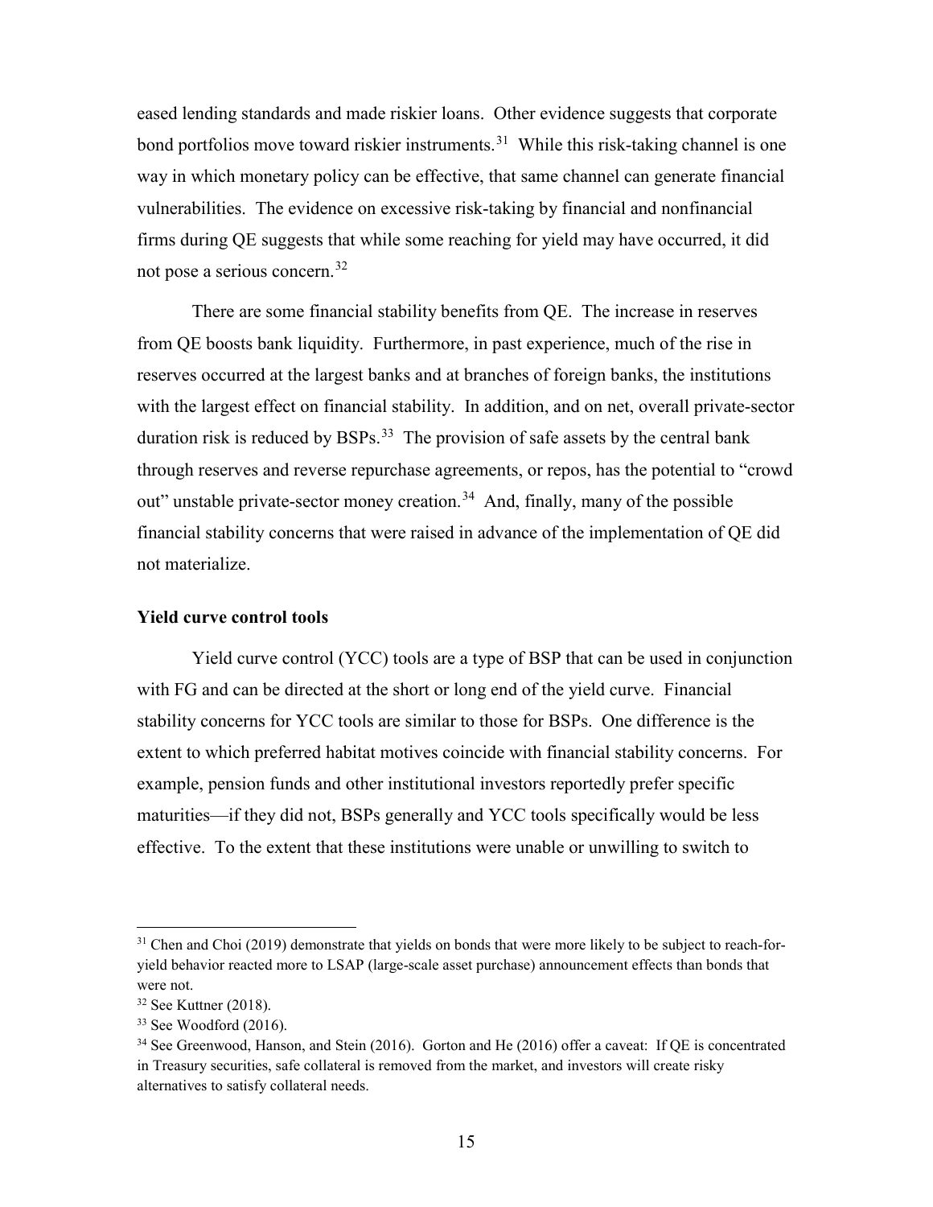eased lending standards and made riskier loans. Other evidence suggests that corporate bond portfolios move toward riskier instruments.[31] While this risk-taking channel is one way in which monetary policy can be effective, that same channel can generate financial vulnerabilities. The evidence on excessive risk-taking by financial and nonfinancial firms during QE suggests that while some reaching for yield may have occurred, it did not pose a serious concern.[32]

There are some financial stability benefits from QE. The increase in reserves from QE boosts bank liquidity. Furthermore, in past experience, much of the rise in reserves occurred at the largest banks and at branches of foreign banks, the institutions with the largest effect on financial stability. In addition, and on net, overall private-sector duration risk is reduced by BSPs.[33] The provision of safe assets by the central bank through reserves and reverse repurchase agreements, or repos, has the potential to "crowd out" unstable private-sector money creation.[34] And, finally, many of the possible financial stability concerns that were raised in advance of the implementation of QE did not materialize.

**Yield curve control tools**

Yield curve control (YCC) tools are a type of BSP that can be used in conjunction with FG and can be directed at the short or long end of the yield curve. Financial stability concerns for YCC tools are similar to those for BSPs. One difference is the extent to which preferred habitat motives coincide with financial stability concerns. For example, pension funds and other institutional investors reportedly prefer specific maturities—if they did not, BSPs generally and YCC tools specifically would be less effective. To the extent that these institutions were unable or unwilling to switch to

---

[31] Chen and Choi (2019) demonstrate that yields on bonds that were more likely to be subject to reach-for-yield behavior reacted more to LSAP (large-scale asset purchase) announcement effects than bonds that were not.

[32] See Kuttner (2018).

[33] See Woodford (2016).

[34] See Greenwood, Hanson, and Stein (2016). Gorton and He (2016) offer a caveat: If QE is concentrated in Treasury securities, safe collateral is removed from the market, and investors will create risky alternatives to satisfy collateral needs.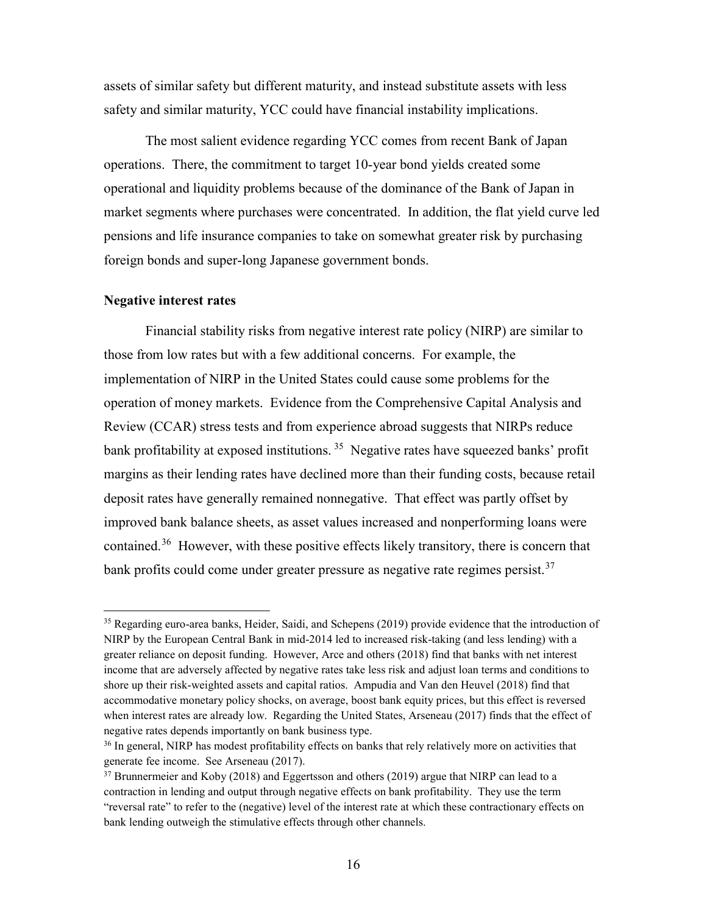assets of similar safety but different maturity, and instead substitute assets with less safety and similar maturity, YCC could have financial instability implications.

The most salient evidence regarding YCC comes from recent Bank of Japan operations. There, the commitment to target 10-year bond yields created some operational and liquidity problems because of the dominance of the Bank of Japan in market segments where purchases were concentrated. In addition, the flat yield curve led pensions and life insurance companies to take on somewhat greater risk by purchasing foreign bonds and super-long Japanese government bonds.

**Negative interest rates**

Financial stability risks from negative interest rate policy (NIRP) are similar to those from low rates but with a few additional concerns. For example, the implementation of NIRP in the United States could cause some problems for the operation of money markets. Evidence from the Comprehensive Capital Analysis and Review (CCAR) stress tests and from experience abroad suggests that NIRPs reduce bank profitability at exposed institutions.[35] Negative rates have squeezed banks' profit margins as their lending rates have declined more than their funding costs, because retail deposit rates have generally remained nonnegative. That effect was partly offset by improved bank balance sheets, as asset values increased and nonperforming loans were contained.[36] However, with these positive effects likely transitory, there is concern that bank profits could come under greater pressure as negative rate regimes persist.[37]

---

[35] Regarding euro-area banks, Heider, Saidi, and Schepens (2019) provide evidence that the introduction of NIRP by the European Central Bank in mid-2014 led to increased risk-taking (and less lending) with a greater reliance on deposit funding. However, Arce and others (2018) find that banks with net interest income that are adversely affected by negative rates take less risk and adjust loan terms and conditions to shore up their risk-weighted assets and capital ratios. Ampudia and Van den Heuvel (2018) find that accommodative monetary policy shocks, on average, boost bank equity prices, but this effect is reversed when interest rates are already low. Regarding the United States, Arseneau (2017) finds that the effect of negative rates depends importantly on bank business type.

[36] In general, NIRP has modest profitability effects on banks that rely relatively more on activities that generate fee income. See Arseneau (2017).

[37] Brunnermeier and Koby (2018) and Eggertsson and others (2019) argue that NIRP can lead to a contraction in lending and output through negative effects on bank profitability. They use the term "reversal rate" to refer to the (negative) level of the interest rate at which these contractionary effects on bank lending outweigh the stimulative effects through other channels.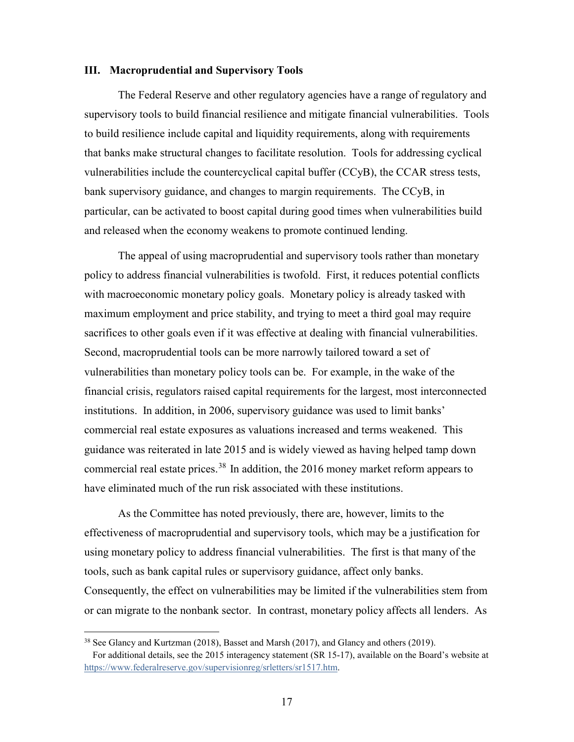## III. Macroprudential and Supervisory Tools

The Federal Reserve and other regulatory agencies have a range of regulatory and supervisory tools to build financial resilience and mitigate financial vulnerabilities. Tools to build resilience include capital and liquidity requirements, along with requirements that banks make structural changes to facilitate resolution. Tools for addressing cyclical vulnerabilities include the countercyclical capital buffer (CCyB), the CCAR stress tests, bank supervisory guidance, and changes to margin requirements. The CCyB, in particular, can be activated to boost capital during good times when vulnerabilities build and released when the economy weakens to promote continued lending.

The appeal of using macroprudential and supervisory tools rather than monetary policy to address financial vulnerabilities is twofold. First, it reduces potential conflicts with macroeconomic monetary policy goals. Monetary policy is already tasked with maximum employment and price stability, and trying to meet a third goal may require sacrifices to other goals even if it was effective at dealing with financial vulnerabilities. Second, macroprudential tools can be more narrowly tailored toward a set of vulnerabilities than monetary policy tools can be. For example, in the wake of the financial crisis, regulators raised capital requirements for the largest, most interconnected institutions. In addition, in 2006, supervisory guidance was used to limit banks' commercial real estate exposures as valuations increased and terms weakened. This guidance was reiterated in late 2015 and is widely viewed as having helped tamp down commercial real estate prices.[38] In addition, the 2016 money market reform appears to have eliminated much of the run risk associated with these institutions.

As the Committee has noted previously, there are, however, limits to the effectiveness of macroprudential and supervisory tools, which may be a justification for using monetary policy to address financial vulnerabilities. The first is that many of the tools, such as bank capital rules or supervisory guidance, affect only banks. Consequently, the effect on vulnerabilities may be limited if the vulnerabilities stem from or can migrate to the nonbank sector. In contrast, monetary policy affects all lenders. As

---

[38] See Glancy and Kurtzman (2018), Basset and Marsh (2017), and Glancy and others (2019). For additional details, see the 2015 interagency statement (SR 15-17), available on the Board's website at https://www.federalreserve.gov/supervisionreg/srletters/sr1517.htm.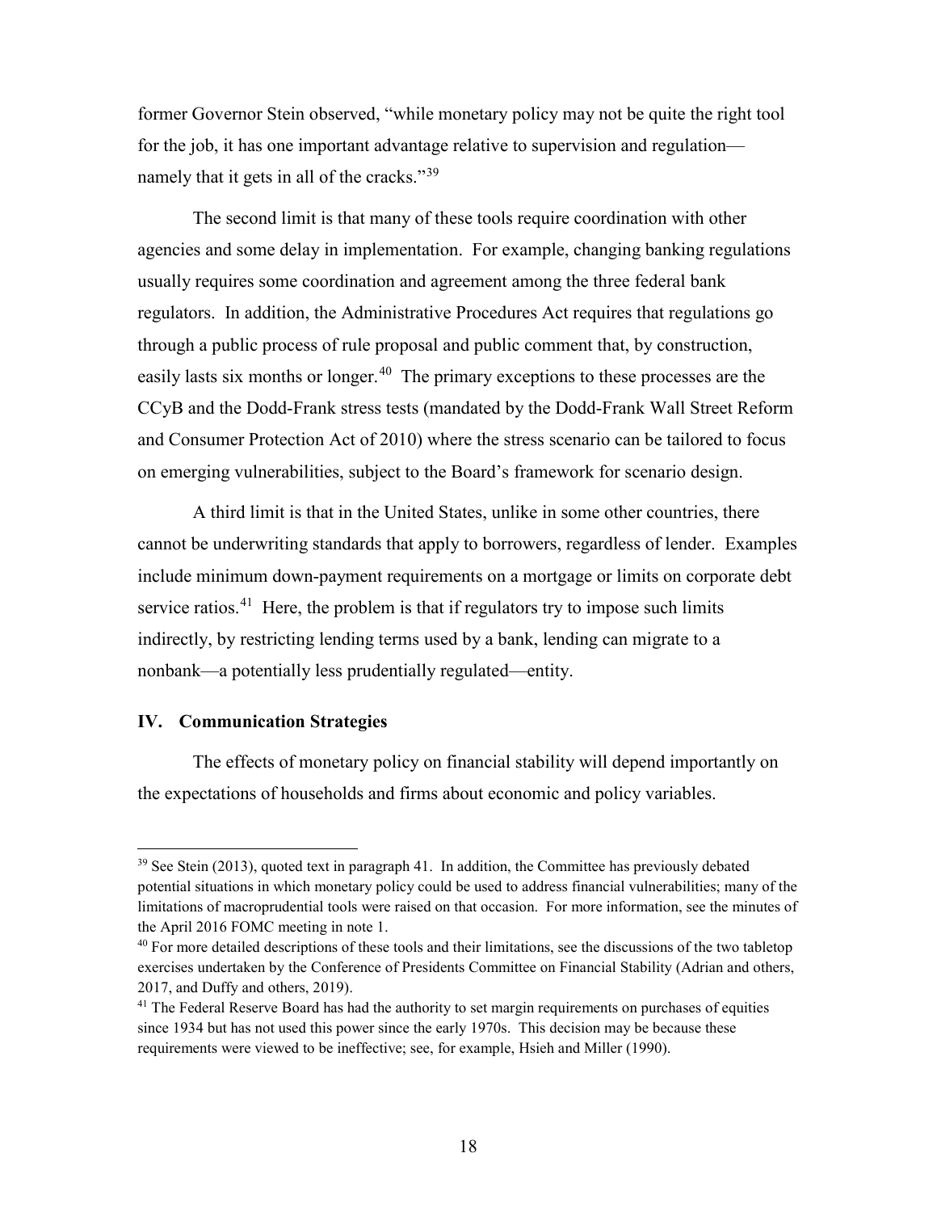former Governor Stein observed, “while monetary policy may not be quite the right tool for the job, it has one important advantage relative to supervision and regulation—namely that it gets in all of the cracks.”[39]

The second limit is that many of these tools require coordination with other agencies and some delay in implementation. For example, changing banking regulations usually requires some coordination and agreement among the three federal bank regulators. In addition, the Administrative Procedures Act requires that regulations go through a public process of rule proposal and public comment that, by construction, easily lasts six months or longer.[40] The primary exceptions to these processes are the CCyB and the Dodd-Frank stress tests (mandated by the Dodd-Frank Wall Street Reform and Consumer Protection Act of 2010) where the stress scenario can be tailored to focus on emerging vulnerabilities, subject to the Board’s framework for scenario design.

A third limit is that in the United States, unlike in some other countries, there cannot be underwriting standards that apply to borrowers, regardless of lender. Examples include minimum down-payment requirements on a mortgage or limits on corporate debt service ratios.[41] Here, the problem is that if regulators try to impose such limits indirectly, by restricting lending terms used by a bank, lending can migrate to a nonbank—a potentially less prudentially regulated—entity.

## IV. Communication Strategies

The effects of monetary policy on financial stability will depend importantly on the expectations of households and firms about economic and policy variables.

---

[39] See Stein (2013), quoted text in paragraph 41. In addition, the Committee has previously debated potential situations in which monetary policy could be used to address financial vulnerabilities; many of the limitations of macroprudential tools were raised on that occasion. For more information, see the minutes of the April 2016 FOMC meeting in note 1.

[40] For more detailed descriptions of these tools and their limitations, see the discussions of the two tabletop exercises undertaken by the Conference of Presidents Committee on Financial Stability (Adrian and others, 2017, and Duffy and others, 2019).

[41] The Federal Reserve Board has had the authority to set margin requirements on purchases of equities since 1934 but has not used this power since the early 1970s. This decision may be because these requirements were viewed to be ineffective; see, for example, Hsieh and Miller (1990).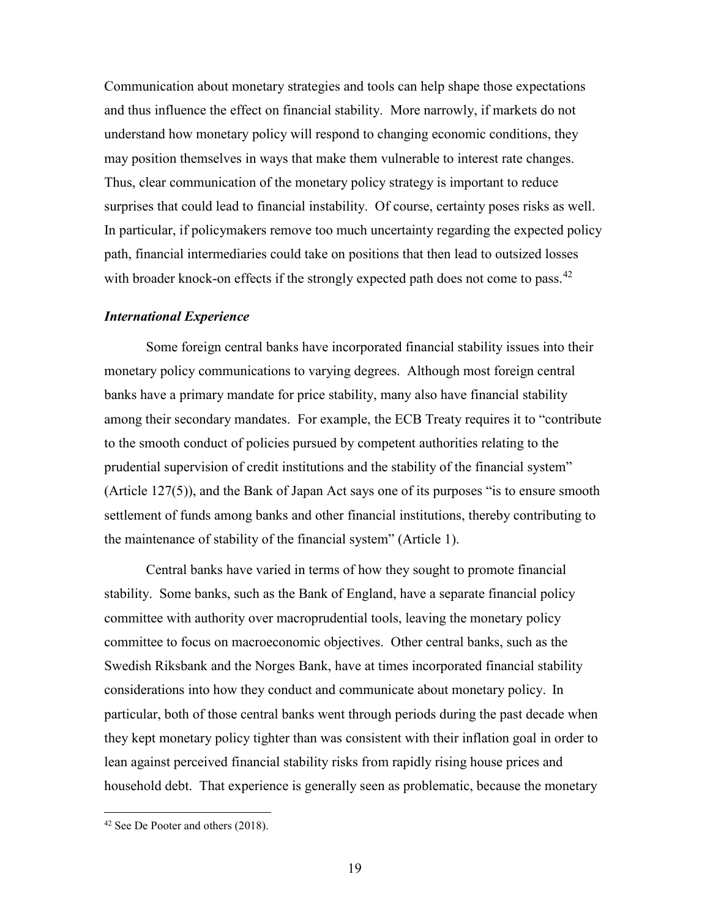Communication about monetary strategies and tools can help shape those expectations and thus influence the effect on financial stability. More narrowly, if markets do not understand how monetary policy will respond to changing economic conditions, they may position themselves in ways that make them vulnerable to interest rate changes. Thus, clear communication of the monetary policy strategy is important to reduce surprises that could lead to financial instability. Of course, certainty poses risks as well. In particular, if policymakers remove too much uncertainty regarding the expected policy path, financial intermediaries could take on positions that then lead to outsized losses with broader knock-on effects if the strongly expected path does not come to pass.[42]

### *International Experience*

Some foreign central banks have incorporated financial stability issues into their monetary policy communications to varying degrees. Although most foreign central banks have a primary mandate for price stability, many also have financial stability among their secondary mandates. For example, the ECB Treaty requires it to "contribute to the smooth conduct of policies pursued by competent authorities relating to the prudential supervision of credit institutions and the stability of the financial system" (Article 127(5)), and the Bank of Japan Act says one of its purposes "is to ensure smooth settlement of funds among banks and other financial institutions, thereby contributing to the maintenance of stability of the financial system" (Article 1).

Central banks have varied in terms of how they sought to promote financial stability. Some banks, such as the Bank of England, have a separate financial policy committee with authority over macroprudential tools, leaving the monetary policy committee to focus on macroeconomic objectives. Other central banks, such as the Swedish Riksbank and the Norges Bank, have at times incorporated financial stability considerations into how they conduct and communicate about monetary policy. In particular, both of those central banks went through periods during the past decade when they kept monetary policy tighter than was consistent with their inflation goal in order to lean against perceived financial stability risks from rapidly rising house prices and household debt. That experience is generally seen as problematic, because the monetary

[42] See De Pooter and others (2018).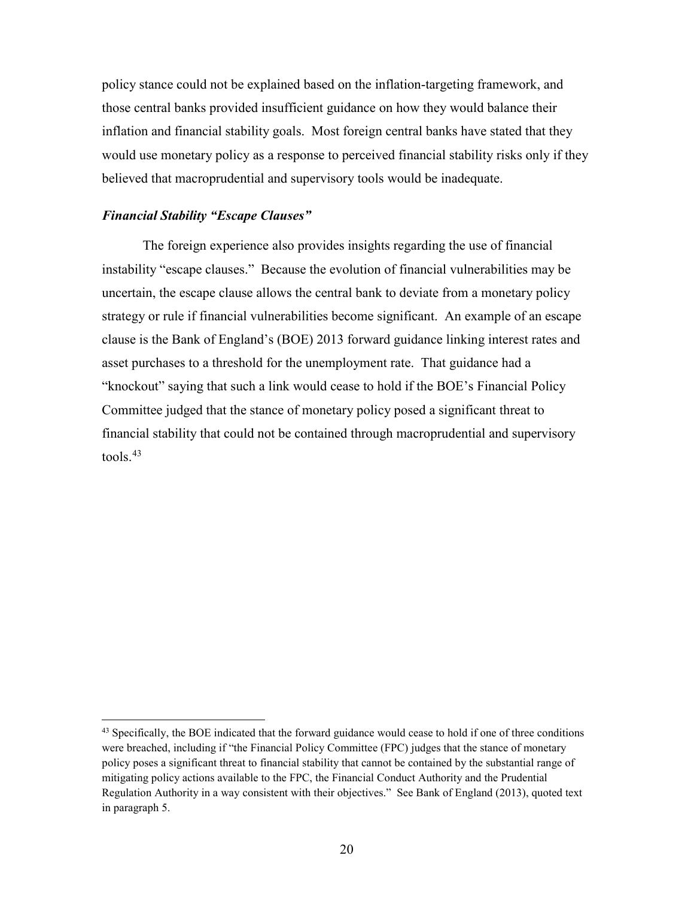policy stance could not be explained based on the inflation-targeting framework, and those central banks provided insufficient guidance on how they would balance their inflation and financial stability goals. Most foreign central banks have stated that they would use monetary policy as a response to perceived financial stability risks only if they believed that macroprudential and supervisory tools would be inadequate.

### *Financial Stability "Escape Clauses"*

The foreign experience also provides insights regarding the use of financial instability "escape clauses." Because the evolution of financial vulnerabilities may be uncertain, the escape clause allows the central bank to deviate from a monetary policy strategy or rule if financial vulnerabilities become significant. An example of an escape clause is the Bank of England's (BOE) 2013 forward guidance linking interest rates and asset purchases to a threshold for the unemployment rate. That guidance had a "knockout" saying that such a link would cease to hold if the BOE's Financial Policy Committee judged that the stance of monetary policy posed a significant threat to financial stability that could not be contained through macroprudential and supervisory tools.[43]

---

[43] Specifically, the BOE indicated that the forward guidance would cease to hold if one of three conditions were breached, including if "the Financial Policy Committee (FPC) judges that the stance of monetary policy poses a significant threat to financial stability that cannot be contained by the substantial range of mitigating policy actions available to the FPC, the Financial Conduct Authority and the Prudential Regulation Authority in a way consistent with their objectives." See Bank of England (2013), quoted text in paragraph 5.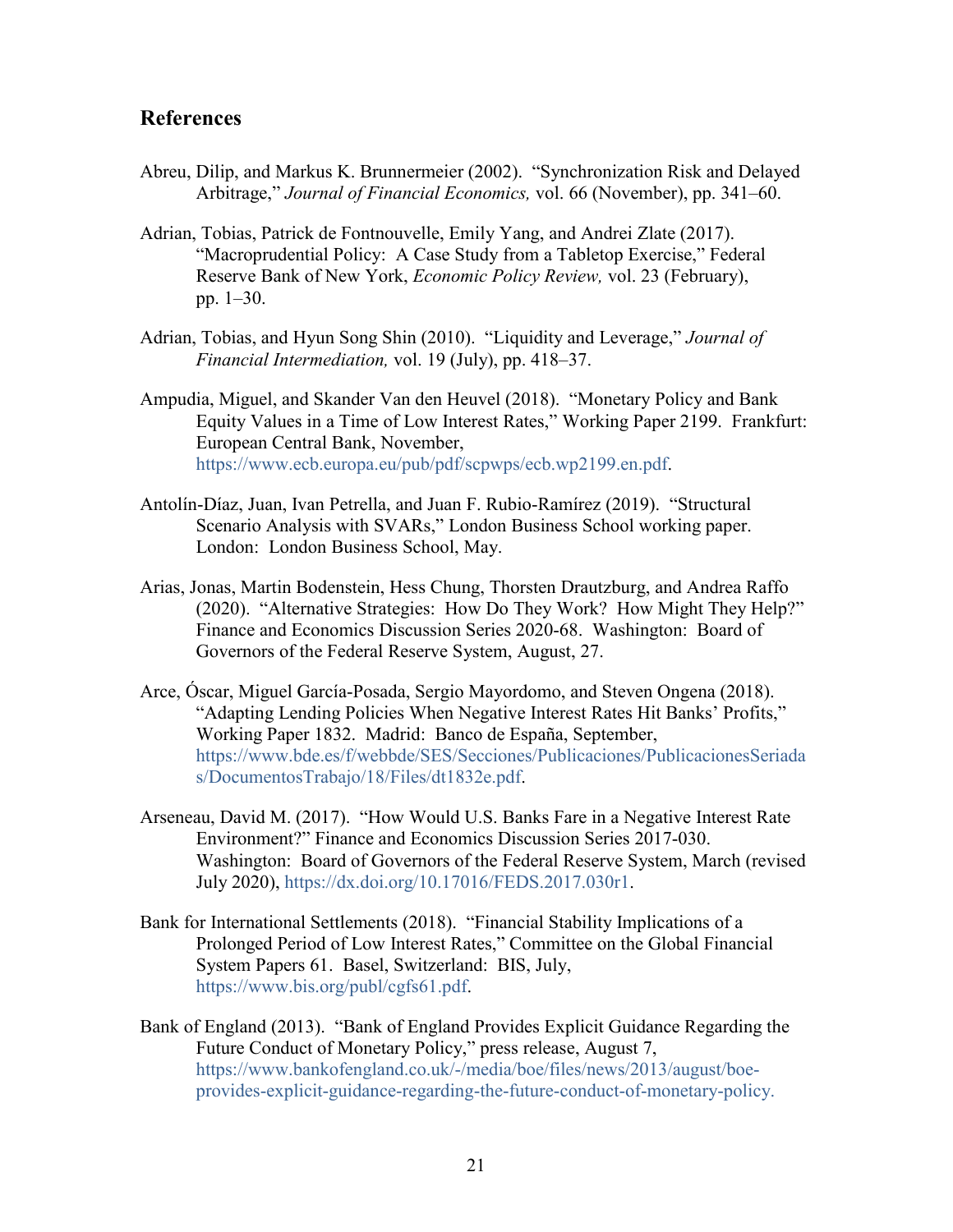## References

Abreu, Dilip, and Markus K. Brunnermeier (2002). "Synchronization Risk and Delayed Arbitrage," *Journal of Financial Economics,* vol. 66 (November), pp. 341–60.

Adrian, Tobias, Patrick de Fontnouvelle, Emily Yang, and Andrei Zlate (2017). "Macroprudential Policy: A Case Study from a Tabletop Exercise," Federal Reserve Bank of New York, *Economic Policy Review,* vol. 23 (February), pp. 1–30.

Adrian, Tobias, and Hyun Song Shin (2010). "Liquidity and Leverage," *Journal of Financial Intermediation,* vol. 19 (July), pp. 418–37.

Ampudia, Miguel, and Skander Van den Heuvel (2018). "Monetary Policy and Bank Equity Values in a Time of Low Interest Rates," Working Paper 2199. Frankfurt: European Central Bank, November, https://www.ecb.europa.eu/pub/pdf/scpwps/ecb.wp2199.en.pdf.

Antolín-Díaz, Juan, Ivan Petrella, and Juan F. Rubio-Ramírez (2019). "Structural Scenario Analysis with SVARs," London Business School working paper. London: London Business School, May.

Arias, Jonas, Martin Bodenstein, Hess Chung, Thorsten Drautzburg, and Andrea Raffo (2020). "Alternative Strategies: How Do They Work? How Might They Help?" Finance and Economics Discussion Series 2020-68. Washington: Board of Governors of the Federal Reserve System, August, 27.

Arce, Óscar, Miguel García-Posada, Sergio Mayordomo, and Steven Ongena (2018). "Adapting Lending Policies When Negative Interest Rates Hit Banks' Profits," Working Paper 1832. Madrid: Banco de España, September, https://www.bde.es/f/webbde/SES/Secciones/Publicaciones/PublicacionesSeriadas/DocumentosTrabajo/18/Files/dt1832e.pdf.

Arseneau, David M. (2017). "How Would U.S. Banks Fare in a Negative Interest Rate Environment?" Finance and Economics Discussion Series 2017-030. Washington: Board of Governors of the Federal Reserve System, March (revised July 2020), https://dx.doi.org/10.17016/FEDS.2017.030r1.

Bank for International Settlements (2018). "Financial Stability Implications of a Prolonged Period of Low Interest Rates," Committee on the Global Financial System Papers 61. Basel, Switzerland: BIS, July, https://www.bis.org/publ/cgfs61.pdf.

Bank of England (2013). "Bank of England Provides Explicit Guidance Regarding the Future Conduct of Monetary Policy," press release, August 7, https://www.bankofengland.co.uk/-/media/boe/files/news/2013/august/boe-provides-explicit-guidance-regarding-the-future-conduct-of-monetary-policy.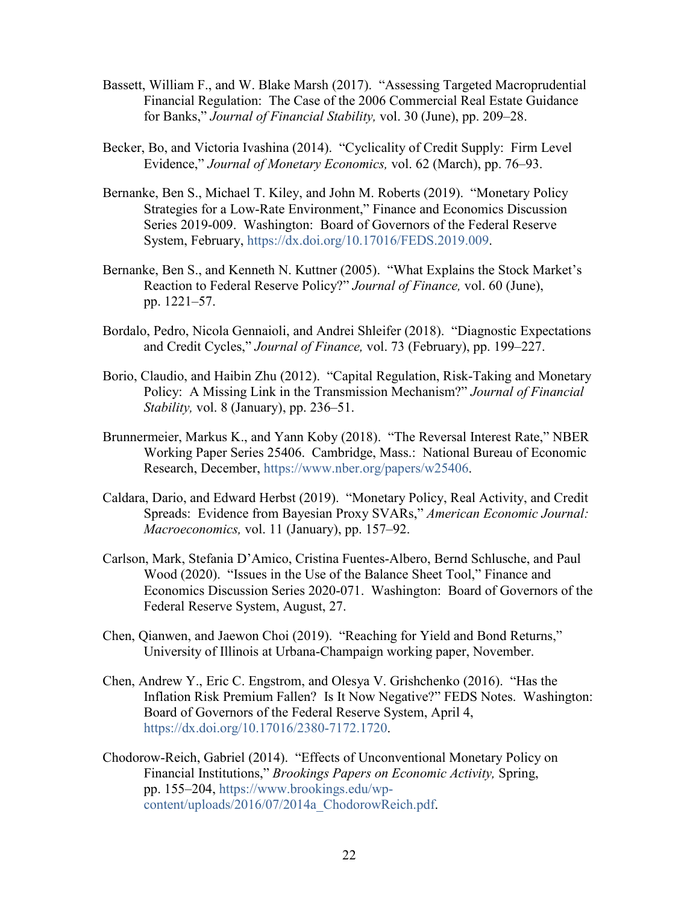Bassett, William F., and W. Blake Marsh (2017). "Assessing Targeted Macroprudential Financial Regulation: The Case of the 2006 Commercial Real Estate Guidance for Banks," *Journal of Financial Stability,* vol. 30 (June), pp. 209–28.

Becker, Bo, and Victoria Ivashina (2014). "Cyclicality of Credit Supply: Firm Level Evidence," *Journal of Monetary Economics,* vol. 62 (March), pp. 76–93.

Bernanke, Ben S., Michael T. Kiley, and John M. Roberts (2019). "Monetary Policy Strategies for a Low-Rate Environment," Finance and Economics Discussion Series 2019-009. Washington: Board of Governors of the Federal Reserve System, February, https://dx.doi.org/10.17016/FEDS.2019.009.

Bernanke, Ben S., and Kenneth N. Kuttner (2005). "What Explains the Stock Market's Reaction to Federal Reserve Policy?" *Journal of Finance,* vol. 60 (June), pp. 1221–57.

Bordalo, Pedro, Nicola Gennaioli, and Andrei Shleifer (2018). "Diagnostic Expectations and Credit Cycles," *Journal of Finance,* vol. 73 (February), pp. 199–227.

Borio, Claudio, and Haibin Zhu (2012). "Capital Regulation, Risk-Taking and Monetary Policy: A Missing Link in the Transmission Mechanism?" *Journal of Financial Stability,* vol. 8 (January), pp. 236–51.

Brunnermeier, Markus K., and Yann Koby (2018). "The Reversal Interest Rate," NBER Working Paper Series 25406. Cambridge, Mass.: National Bureau of Economic Research, December, https://www.nber.org/papers/w25406.

Caldara, Dario, and Edward Herbst (2019). "Monetary Policy, Real Activity, and Credit Spreads: Evidence from Bayesian Proxy SVARs," *American Economic Journal: Macroeconomics,* vol. 11 (January), pp. 157–92.

Carlson, Mark, Stefania D'Amico, Cristina Fuentes-Albero, Bernd Schlusche, and Paul Wood (2020). "Issues in the Use of the Balance Sheet Tool," Finance and Economics Discussion Series 2020-071. Washington: Board of Governors of the Federal Reserve System, August, 27.

Chen, Qianwen, and Jaewon Choi (2019). "Reaching for Yield and Bond Returns," University of Illinois at Urbana-Champaign working paper, November.

Chen, Andrew Y., Eric C. Engstrom, and Olesya V. Grishchenko (2016). "Has the Inflation Risk Premium Fallen? Is It Now Negative?" FEDS Notes. Washington: Board of Governors of the Federal Reserve System, April 4, https://dx.doi.org/10.17016/2380-7172.1720.

Chodorow-Reich, Gabriel (2014). "Effects of Unconventional Monetary Policy on Financial Institutions," *Brookings Papers on Economic Activity,* Spring, pp. 155–204, https://www.brookings.edu/wp-content/uploads/2016/07/2014a_ChodorowReich.pdf.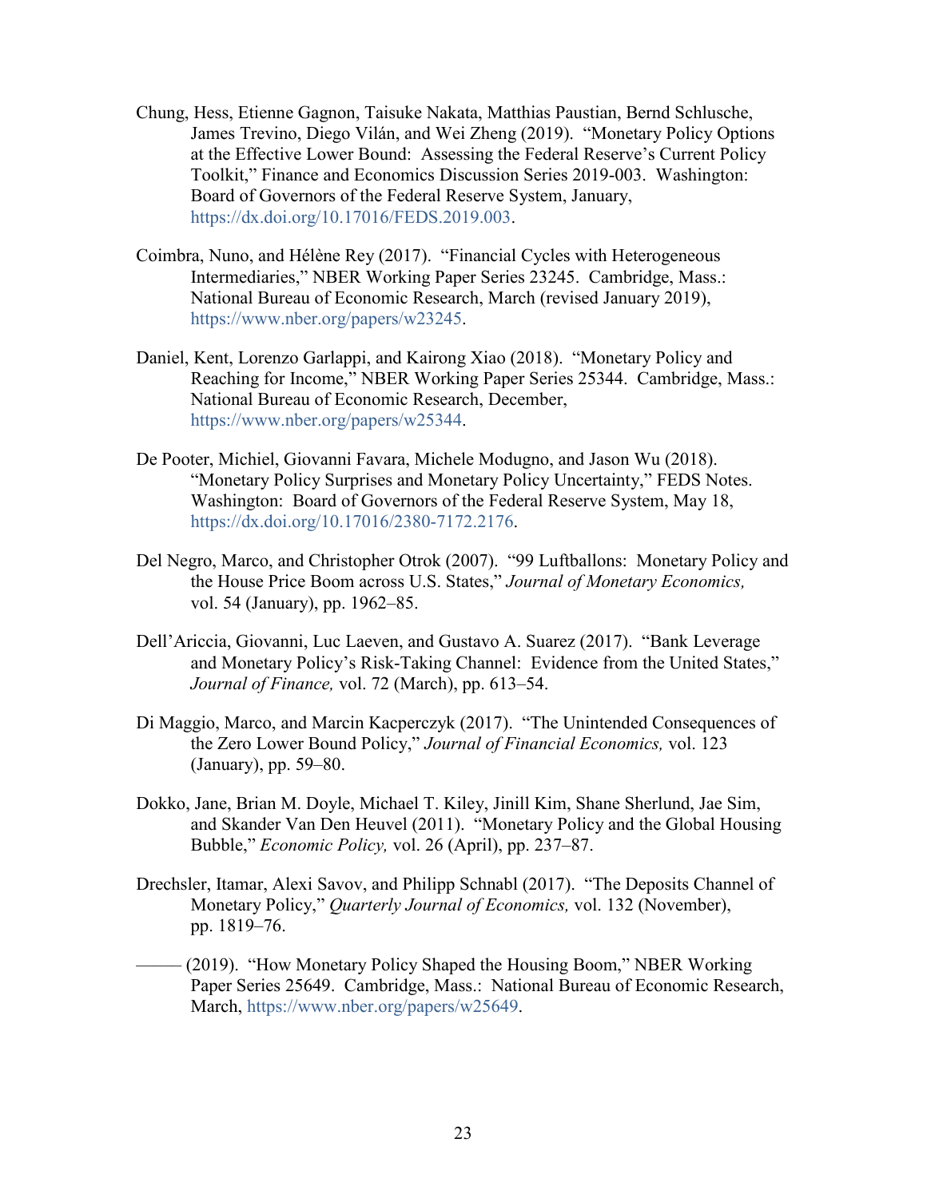Chung, Hess, Etienne Gagnon, Taisuke Nakata, Matthias Paustian, Bernd Schlusche, James Trevino, Diego Vilán, and Wei Zheng (2019). "Monetary Policy Options at the Effective Lower Bound: Assessing the Federal Reserve's Current Policy Toolkit," Finance and Economics Discussion Series 2019-003. Washington: Board of Governors of the Federal Reserve System, January, https://dx.doi.org/10.17016/FEDS.2019.003.

Coimbra, Nuno, and Hélène Rey (2017). "Financial Cycles with Heterogeneous Intermediaries," NBER Working Paper Series 23245. Cambridge, Mass.: National Bureau of Economic Research, March (revised January 2019), https://www.nber.org/papers/w23245.

Daniel, Kent, Lorenzo Garlappi, and Kairong Xiao (2018). "Monetary Policy and Reaching for Income," NBER Working Paper Series 25344. Cambridge, Mass.: National Bureau of Economic Research, December, https://www.nber.org/papers/w25344.

De Pooter, Michiel, Giovanni Favara, Michele Modugno, and Jason Wu (2018). "Monetary Policy Surprises and Monetary Policy Uncertainty," FEDS Notes. Washington: Board of Governors of the Federal Reserve System, May 18, https://dx.doi.org/10.17016/2380-7172.2176.

Del Negro, Marco, and Christopher Otrok (2007). "99 Luftballons: Monetary Policy and the House Price Boom across U.S. States," *Journal of Monetary Economics,* vol. 54 (January), pp. 1962–85.

Dell'Ariccia, Giovanni, Luc Laeven, and Gustavo A. Suarez (2017). "Bank Leverage and Monetary Policy's Risk-Taking Channel: Evidence from the United States," *Journal of Finance,* vol. 72 (March), pp. 613–54.

Di Maggio, Marco, and Marcin Kacperczyk (2017). "The Unintended Consequences of the Zero Lower Bound Policy," *Journal of Financial Economics,* vol. 123 (January), pp. 59–80.

Dokko, Jane, Brian M. Doyle, Michael T. Kiley, Jinill Kim, Shane Sherlund, Jae Sim, and Skander Van Den Heuvel (2011). "Monetary Policy and the Global Housing Bubble," *Economic Policy,* vol. 26 (April), pp. 237–87.

Drechsler, Itamar, Alexi Savov, and Philipp Schnabl (2017). "The Deposits Channel of Monetary Policy," *Quarterly Journal of Economics,* vol. 132 (November), pp. 1819–76.

——— (2019). "How Monetary Policy Shaped the Housing Boom," NBER Working Paper Series 25649. Cambridge, Mass.: National Bureau of Economic Research, March, https://www.nber.org/papers/w25649.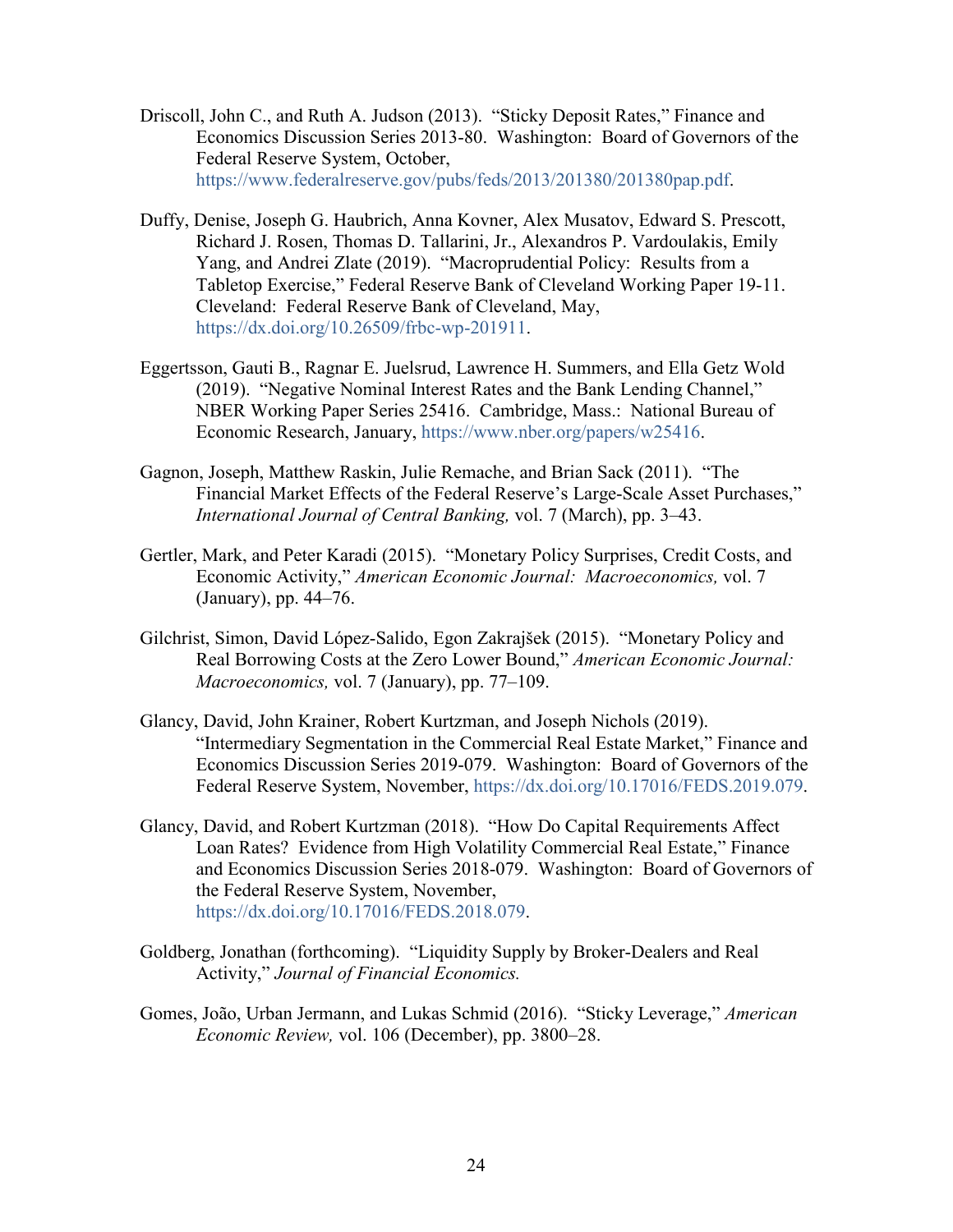Driscoll, John C., and Ruth A. Judson (2013). "Sticky Deposit Rates," Finance and Economics Discussion Series 2013-80. Washington: Board of Governors of the Federal Reserve System, October, https://www.federalreserve.gov/pubs/feds/2013/201380/201380pap.pdf.

Duffy, Denise, Joseph G. Haubrich, Anna Kovner, Alex Musatov, Edward S. Prescott, Richard J. Rosen, Thomas D. Tallarini, Jr., Alexandros P. Vardoulakis, Emily Yang, and Andrei Zlate (2019). "Macroprudential Policy: Results from a Tabletop Exercise," Federal Reserve Bank of Cleveland Working Paper 19-11. Cleveland: Federal Reserve Bank of Cleveland, May, https://dx.doi.org/10.26509/frbc-wp-201911.

Eggertsson, Gauti B., Ragnar E. Juelsrud, Lawrence H. Summers, and Ella Getz Wold (2019). "Negative Nominal Interest Rates and the Bank Lending Channel," NBER Working Paper Series 25416. Cambridge, Mass.: National Bureau of Economic Research, January, https://www.nber.org/papers/w25416.

Gagnon, Joseph, Matthew Raskin, Julie Remache, and Brian Sack (2011). "The Financial Market Effects of the Federal Reserve's Large-Scale Asset Purchases," *International Journal of Central Banking,* vol. 7 (March), pp. 3–43.

Gertler, Mark, and Peter Karadi (2015). "Monetary Policy Surprises, Credit Costs, and Economic Activity," *American Economic Journal: Macroeconomics,* vol. 7 (January), pp. 44–76.

Gilchrist, Simon, David López-Salido, Egon Zakrajšek (2015). "Monetary Policy and Real Borrowing Costs at the Zero Lower Bound," *American Economic Journal: Macroeconomics,* vol. 7 (January), pp. 77–109.

Glancy, David, John Krainer, Robert Kurtzman, and Joseph Nichols (2019). "Intermediary Segmentation in the Commercial Real Estate Market," Finance and Economics Discussion Series 2019-079. Washington: Board of Governors of the Federal Reserve System, November, https://dx.doi.org/10.17016/FEDS.2019.079.

Glancy, David, and Robert Kurtzman (2018). "How Do Capital Requirements Affect Loan Rates? Evidence from High Volatility Commercial Real Estate," Finance and Economics Discussion Series 2018-079. Washington: Board of Governors of the Federal Reserve System, November, https://dx.doi.org/10.17016/FEDS.2018.079.

Goldberg, Jonathan (forthcoming). "Liquidity Supply by Broker-Dealers and Real Activity," *Journal of Financial Economics.*

Gomes, João, Urban Jermann, and Lukas Schmid (2016). "Sticky Leverage," *American Economic Review,* vol. 106 (December), pp. 3800–28.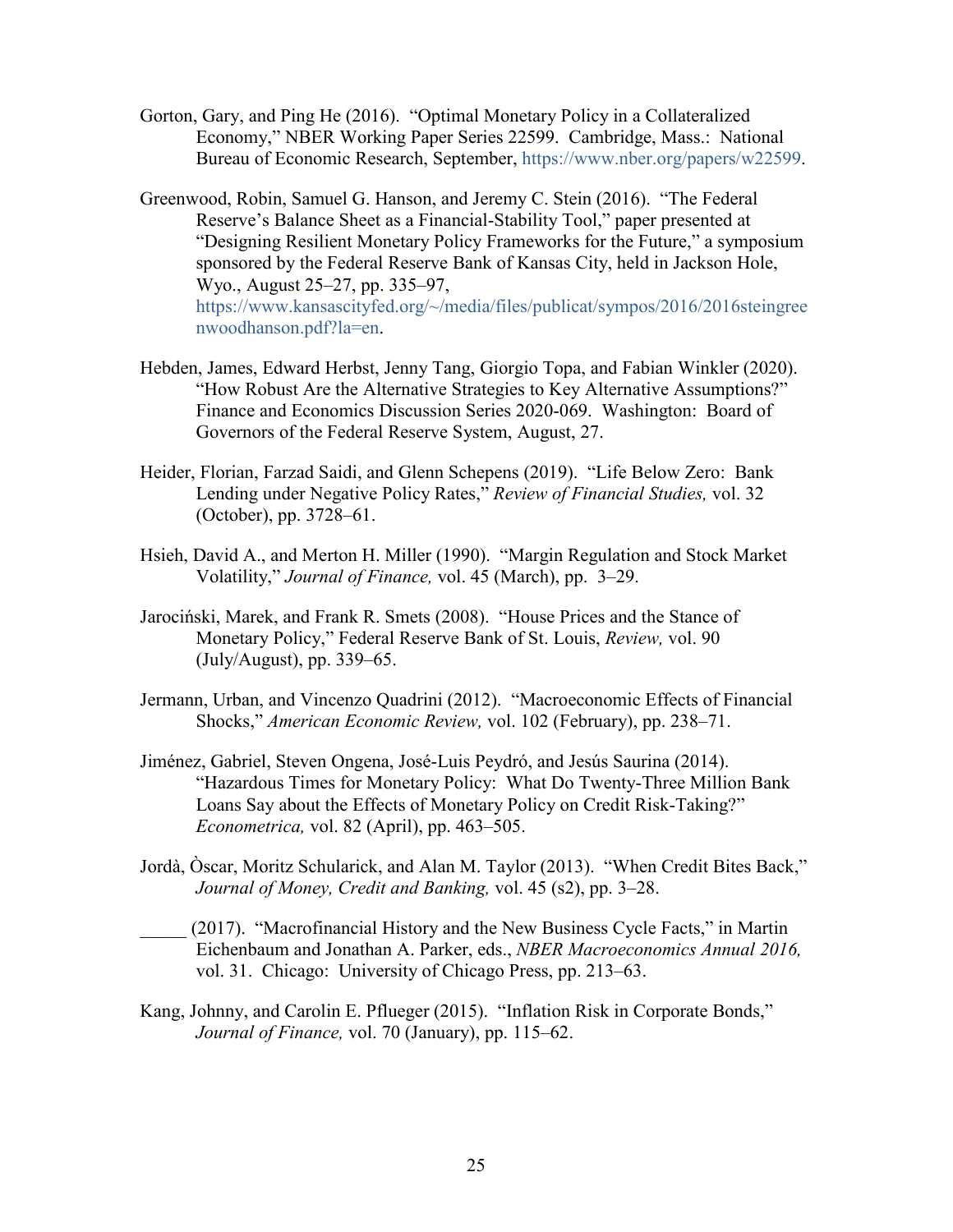Gorton, Gary, and Ping He (2016). "Optimal Monetary Policy in a Collateralized Economy," NBER Working Paper Series 22599. Cambridge, Mass.: National Bureau of Economic Research, September, https://www.nber.org/papers/w22599.

Greenwood, Robin, Samuel G. Hanson, and Jeremy C. Stein (2016). "The Federal Reserve's Balance Sheet as a Financial-Stability Tool," paper presented at "Designing Resilient Monetary Policy Frameworks for the Future," a symposium sponsored by the Federal Reserve Bank of Kansas City, held in Jackson Hole, Wyo., August 25–27, pp. 335–97, https://www.kansascityfed.org/~/media/files/publicat/sympos/2016/2016steingreenwoodhanson.pdf?la=en.

Hebden, James, Edward Herbst, Jenny Tang, Giorgio Topa, and Fabian Winkler (2020). "How Robust Are the Alternative Strategies to Key Alternative Assumptions?" Finance and Economics Discussion Series 2020-069. Washington: Board of Governors of the Federal Reserve System, August, 27.

Heider, Florian, Farzad Saidi, and Glenn Schepens (2019). "Life Below Zero: Bank Lending under Negative Policy Rates," *Review of Financial Studies,* vol. 32 (October), pp. 3728–61.

Hsieh, David A., and Merton H. Miller (1990). "Margin Regulation and Stock Market Volatility," *Journal of Finance,* vol. 45 (March), pp. 3–29.

Jarociński, Marek, and Frank R. Smets (2008). "House Prices and the Stance of Monetary Policy," Federal Reserve Bank of St. Louis, *Review,* vol. 90 (July/August), pp. 339–65.

Jermann, Urban, and Vincenzo Quadrini (2012). "Macroeconomic Effects of Financial Shocks," *American Economic Review,* vol. 102 (February), pp. 238–71.

Jiménez, Gabriel, Steven Ongena, José-Luis Peydró, and Jesús Saurina (2014). "Hazardous Times for Monetary Policy: What Do Twenty-Three Million Bank Loans Say about the Effects of Monetary Policy on Credit Risk-Taking?" *Econometrica,* vol. 82 (April), pp. 463–505.

Jordà, Òscar, Moritz Schularick, and Alan M. Taylor (2013). "When Credit Bites Back," *Journal of Money, Credit and Banking,* vol. 45 (s2), pp. 3–28.

_____ (2017). "Macrofinancial History and the New Business Cycle Facts," in Martin Eichenbaum and Jonathan A. Parker, eds., *NBER Macroeconomics Annual 2016,* vol. 31. Chicago: University of Chicago Press, pp. 213–63.

Kang, Johnny, and Carolin E. Pflueger (2015). "Inflation Risk in Corporate Bonds," *Journal of Finance,* vol. 70 (January), pp. 115–62.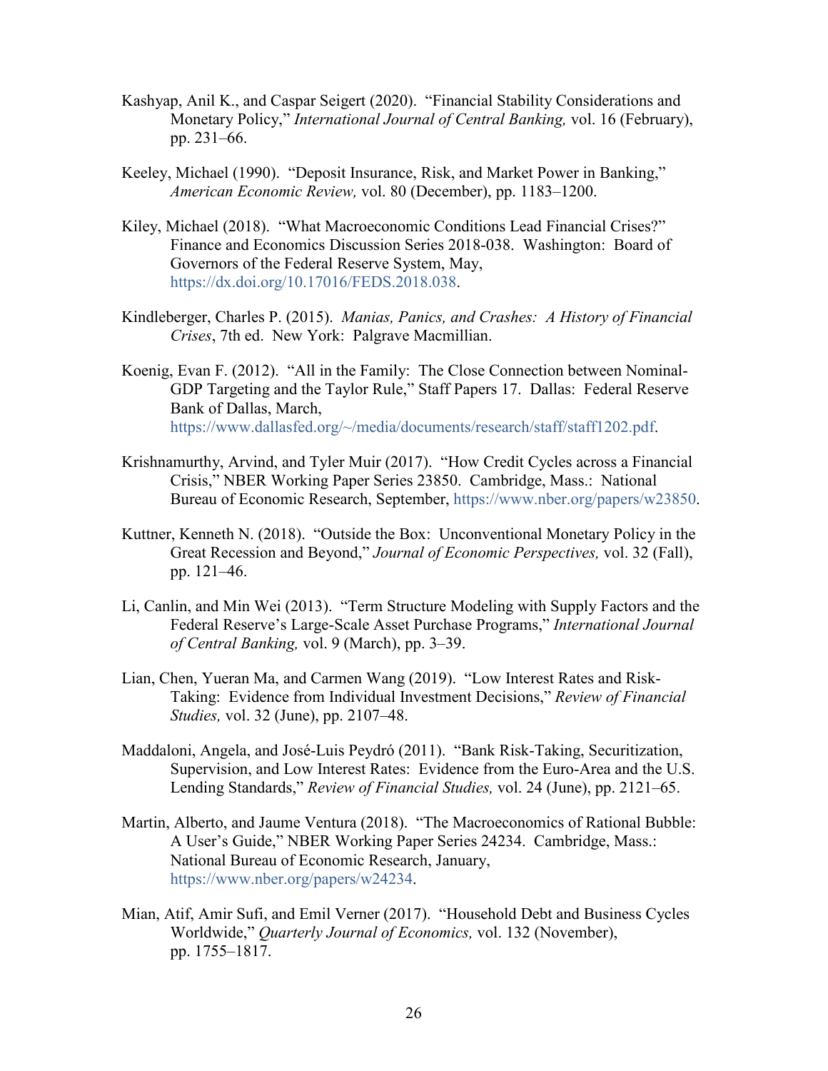Kashyap, Anil K., and Caspar Seigert (2020). "Financial Stability Considerations and Monetary Policy," *International Journal of Central Banking,* vol. 16 (February), pp. 231–66.

Keeley, Michael (1990). "Deposit Insurance, Risk, and Market Power in Banking," *American Economic Review,* vol. 80 (December), pp. 1183–1200.

Kiley, Michael (2018). "What Macroeconomic Conditions Lead Financial Crises?" Finance and Economics Discussion Series 2018-038. Washington: Board of Governors of the Federal Reserve System, May, https://dx.doi.org/10.17016/FEDS.2018.038.

Kindleberger, Charles P. (2015). *Manias, Panics, and Crashes: A History of Financial Crises*, 7th ed. New York: Palgrave Macmillian.

Koenig, Evan F. (2012). "All in the Family: The Close Connection between Nominal-GDP Targeting and the Taylor Rule," Staff Papers 17. Dallas: Federal Reserve Bank of Dallas, March, https://www.dallasfed.org/~/media/documents/research/staff/staff1202.pdf.

Krishnamurthy, Arvind, and Tyler Muir (2017). "How Credit Cycles across a Financial Crisis," NBER Working Paper Series 23850. Cambridge, Mass.: National Bureau of Economic Research, September, https://www.nber.org/papers/w23850.

Kuttner, Kenneth N. (2018). "Outside the Box: Unconventional Monetary Policy in the Great Recession and Beyond," *Journal of Economic Perspectives,* vol. 32 (Fall), pp. 121–46.

Li, Canlin, and Min Wei (2013). "Term Structure Modeling with Supply Factors and the Federal Reserve's Large-Scale Asset Purchase Programs," *International Journal of Central Banking,* vol. 9 (March), pp. 3–39.

Lian, Chen, Yueran Ma, and Carmen Wang (2019). "Low Interest Rates and Risk-Taking: Evidence from Individual Investment Decisions," *Review of Financial Studies,* vol. 32 (June), pp. 2107–48.

Maddaloni, Angela, and José-Luis Peydró (2011). "Bank Risk-Taking, Securitization, Supervision, and Low Interest Rates: Evidence from the Euro-Area and the U.S. Lending Standards," *Review of Financial Studies,* vol. 24 (June), pp. 2121–65.

Martin, Alberto, and Jaume Ventura (2018). "The Macroeconomics of Rational Bubble: A User's Guide," NBER Working Paper Series 24234. Cambridge, Mass.: National Bureau of Economic Research, January, https://www.nber.org/papers/w24234.

Mian, Atif, Amir Sufi, and Emil Verner (2017). "Household Debt and Business Cycles Worldwide," *Quarterly Journal of Economics,* vol. 132 (November), pp. 1755–1817.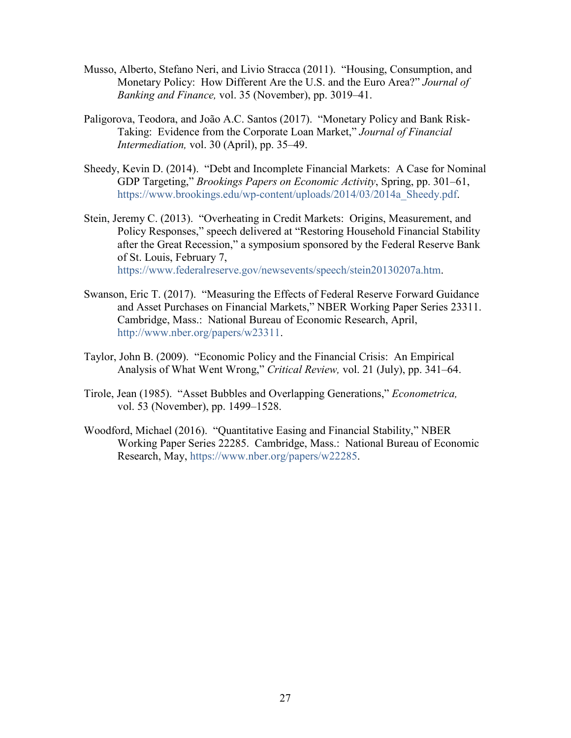Musso, Alberto, Stefano Neri, and Livio Stracca (2011). "Housing, Consumption, and Monetary Policy: How Different Are the U.S. and the Euro Area?" *Journal of Banking and Finance,* vol. 35 (November), pp. 3019–41.

Paligorova, Teodora, and João A.C. Santos (2017). "Monetary Policy and Bank Risk-Taking: Evidence from the Corporate Loan Market," *Journal of Financial Intermediation,* vol. 30 (April), pp. 35–49.

Sheedy, Kevin D. (2014). "Debt and Incomplete Financial Markets: A Case for Nominal GDP Targeting," *Brookings Papers on Economic Activity*, Spring, pp. 301–61, https://www.brookings.edu/wp-content/uploads/2014/03/2014a_Sheedy.pdf.

Stein, Jeremy C. (2013). "Overheating in Credit Markets: Origins, Measurement, and Policy Responses," speech delivered at "Restoring Household Financial Stability after the Great Recession," a symposium sponsored by the Federal Reserve Bank of St. Louis, February 7, https://www.federalreserve.gov/newsevents/speech/stein20130207a.htm.

Swanson, Eric T. (2017). "Measuring the Effects of Federal Reserve Forward Guidance and Asset Purchases on Financial Markets," NBER Working Paper Series 23311. Cambridge, Mass.: National Bureau of Economic Research, April, http://www.nber.org/papers/w23311.

Taylor, John B. (2009). "Economic Policy and the Financial Crisis: An Empirical Analysis of What Went Wrong," *Critical Review,* vol. 21 (July), pp. 341–64.

Tirole, Jean (1985). "Asset Bubbles and Overlapping Generations," *Econometrica,* vol. 53 (November), pp. 1499–1528.

Woodford, Michael (2016). "Quantitative Easing and Financial Stability," NBER Working Paper Series 22285. Cambridge, Mass.: National Bureau of Economic Research, May, https://www.nber.org/papers/w22285.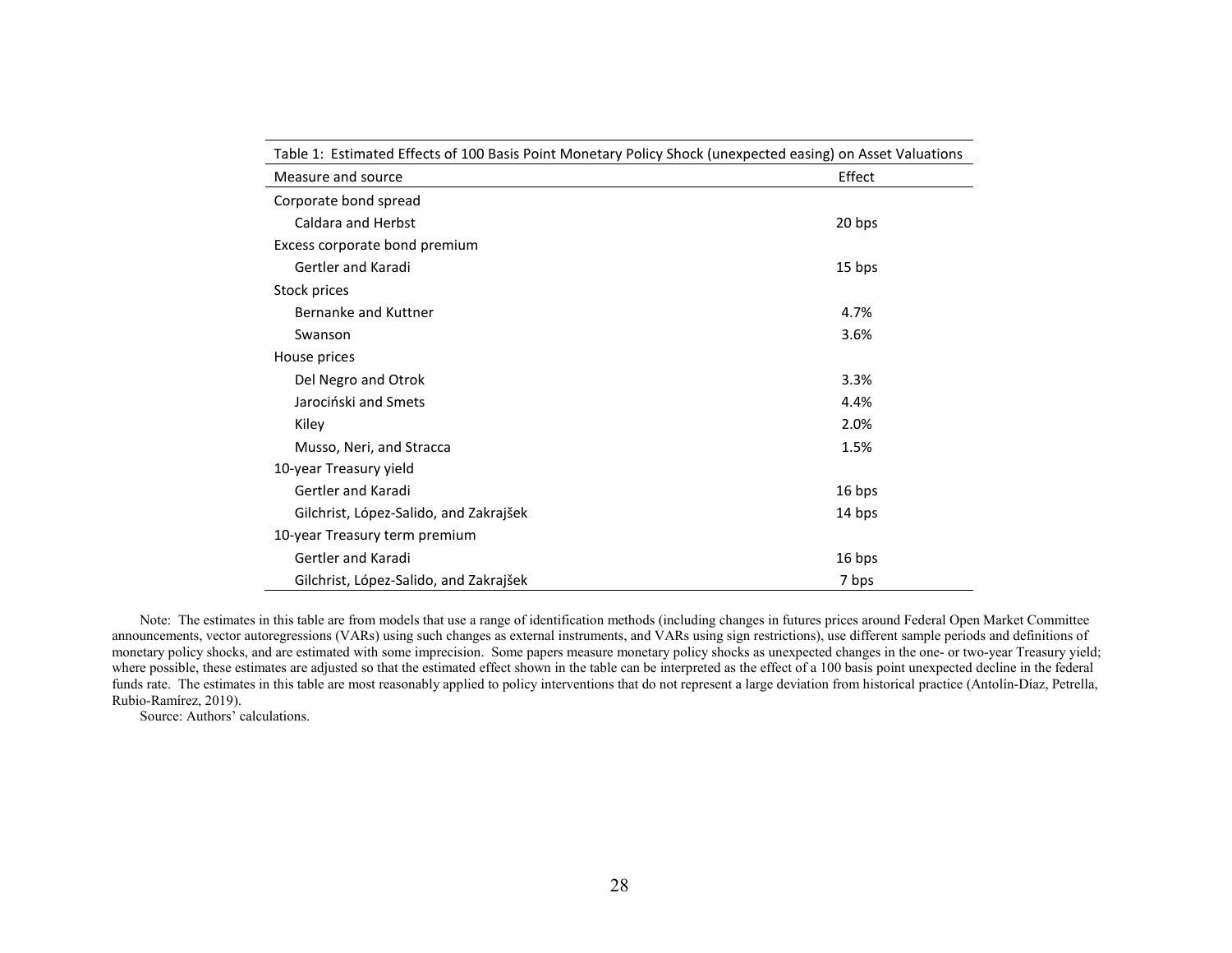Table 1: Estimated Effects of 100 Basis Point Monetary Policy Shock (unexpected easing) on Asset Valuations

| Measure and source | Effect |
|---|---|
| Corporate bond spread | |
| Caldara and Herbst | 20 bps |
| Excess corporate bond premium | |
| Gertler and Karadi | 15 bps |
| Stock prices | |
| Bernanke and Kuttner | 4.7% |
| Swanson | 3.6% |
| House prices | |
| Del Negro and Otrok | 3.3% |
| Jarociński and Smets | 4.4% |
| Kiley | 2.0% |
| Musso, Neri, and Stracca | 1.5% |
| 10-year Treasury yield | |
| Gertler and Karadi | 16 bps |
| Gilchrist, López-Salido, and Zakrajšek | 14 bps |
| 10-year Treasury term premium | |
| Gertler and Karadi | 16 bps |
| Gilchrist, López-Salido, and Zakrajšek | 7 bps |

Note: The estimates in this table are from models that use a range of identification methods (including changes in futures prices around Federal Open Market Committee announcements, vector autoregressions (VARs) using such changes as external instruments, and VARs using sign restrictions), use different sample periods and definitions of monetary policy shocks, and are estimated with some imprecision. Some papers measure monetary policy shocks as unexpected changes in the one- or two-year Treasury yield; where possible, these estimates are adjusted so that the estimated effect shown in the table can be interpreted as the effect of a 100 basis point unexpected decline in the federal funds rate. The estimates in this table are most reasonably applied to policy interventions that do not represent a large deviation from historical practice (Antolín-Díaz, Petrella, Rubio-Ramírez, 2019).

Source: Authors' calculations.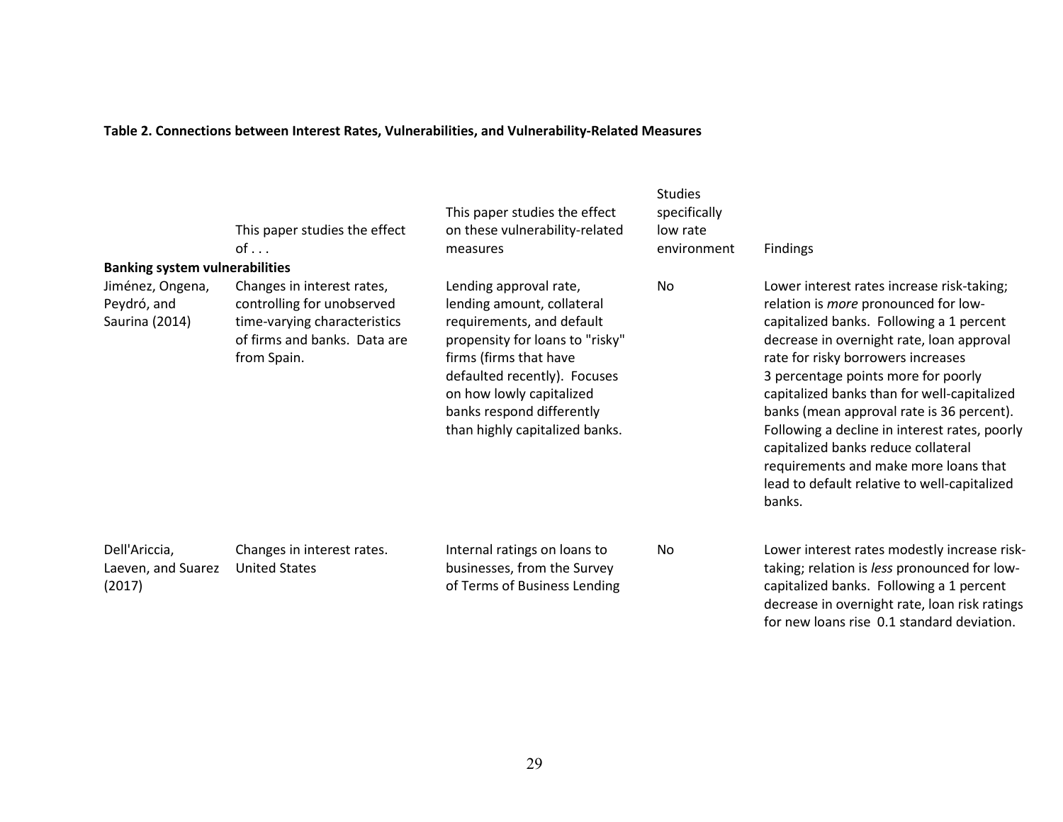**Table 2. Connections between Interest Rates, Vulnerabilities, and Vulnerability-Related Measures**

| | This paper studies the effect of . . . | This paper studies the effect on these vulnerability-related measures | Studies specifically low rate environment | Findings |
|---|---|---|---|---|
| **Banking system vulnerabilities** | | | | |
| Jiménez, Ongena, Peydró, and Saurina (2014) | Changes in interest rates, controlling for unobserved time-varying characteristics of firms and banks. Data are from Spain. | Lending approval rate, lending amount, collateral requirements, and default propensity for loans to "risky" firms (firms that have defaulted recently). Focuses on how lowly capitalized banks respond differently than highly capitalized banks. | No | Lower interest rates increase risk-taking; relation is *more* pronounced for low-capitalized banks. Following a 1 percent decrease in overnight rate, loan approval rate for risky borrowers increases 3 percentage points more for poorly capitalized banks than for well-capitalized banks (mean approval rate is 36 percent). Following a decline in interest rates, poorly capitalized banks reduce collateral requirements and make more loans that lead to default relative to well-capitalized banks. |
| Dell'Ariccia, Laeven, and Suarez (2017) | Changes in interest rates. United States | Internal ratings on loans to businesses, from the Survey of Terms of Business Lending | No | Lower interest rates modestly increase risk-taking; relation is *less* pronounced for low-capitalized banks. Following a 1 percent decrease in overnight rate, loan risk ratings for new loans rise 0.1 standard deviation. |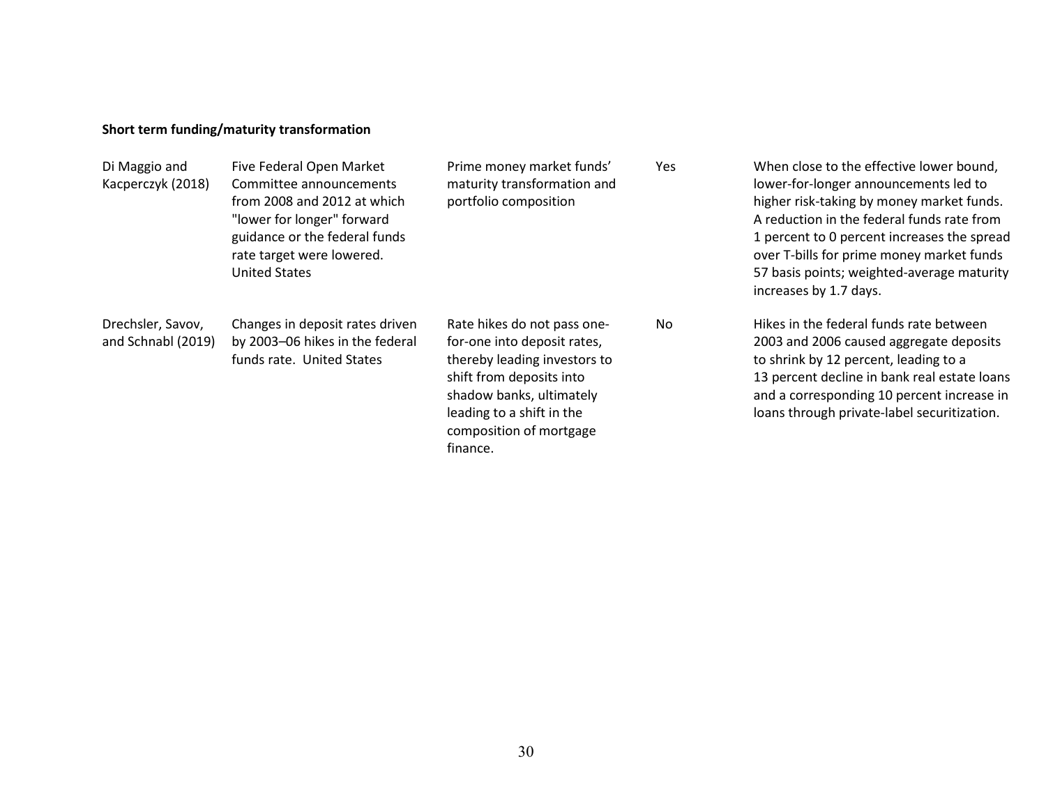**Short term funding/maturity transformation**

| | | | | |
|---|---|---|---|---|
| Di Maggio and Kacperczyk (2018) | Five Federal Open Market Committee announcements from 2008 and 2012 at which "lower for longer" forward guidance or the federal funds rate target were lowered. United States | Prime money market funds' maturity transformation and portfolio composition | Yes | When close to the effective lower bound, lower-for-longer announcements led to higher risk-taking by money market funds. A reduction in the federal funds rate from 1 percent to 0 percent increases the spread over T-bills for prime money market funds 57 basis points; weighted-average maturity increases by 1.7 days. |
| Drechsler, Savov, and Schnabl (2019) | Changes in deposit rates driven by 2003–06 hikes in the federal funds rate. United States | Rate hikes do not pass one-for-one into deposit rates, thereby leading investors to shift from deposits into shadow banks, ultimately leading to a shift in the composition of mortgage finance. | No | Hikes in the federal funds rate between 2003 and 2006 caused aggregate deposits to shrink by 12 percent, leading to a 13 percent decline in bank real estate loans and a corresponding 10 percent increase in loans through private-label securitization. |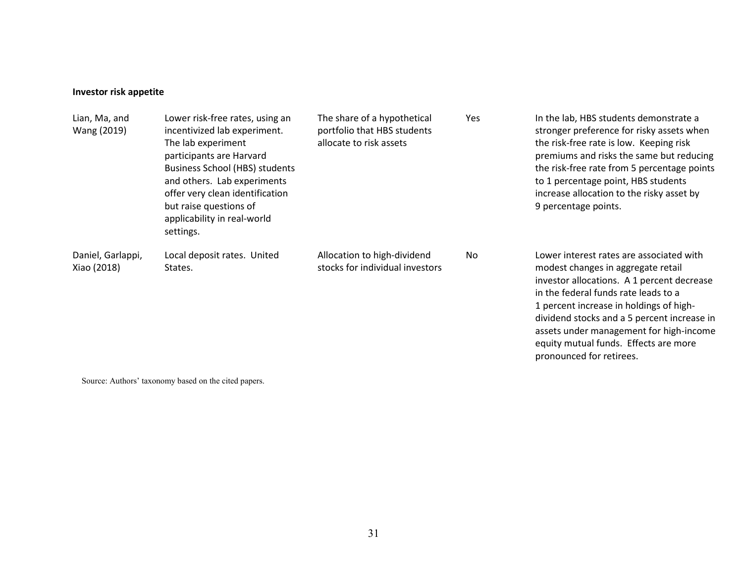| | | | | |
|---|---|---|---|---|
| **Investor risk appetite** | | | | |
| Lian, Ma, and Wang (2019) | Lower risk-free rates, using an incentivized lab experiment. The lab experiment participants are Harvard Business School (HBS) students and others. Lab experiments offer very clean identification but raise questions of applicability in real-world settings. | The share of a hypothetical portfolio that HBS students allocate to risk assets | Yes | In the lab, HBS students demonstrate a stronger preference for risky assets when the risk-free rate is low. Keeping risk premiums and risks the same but reducing the risk-free rate from 5 percentage points to 1 percentage point, HBS students increase allocation to the risky asset by 9 percentage points. |
| Daniel, Garlappi, Xiao (2018) | Local deposit rates. United States. | Allocation to high-dividend stocks for individual investors | No | Lower interest rates are associated with modest changes in aggregate retail investor allocations. A 1 percent decrease in the federal funds rate leads to a 1 percent increase in holdings of high-dividend stocks and a 5 percent increase in assets under management for high-income equity mutual funds. Effects are more pronounced for retirees. |

Source: Authors' taxonomy based on the cited papers.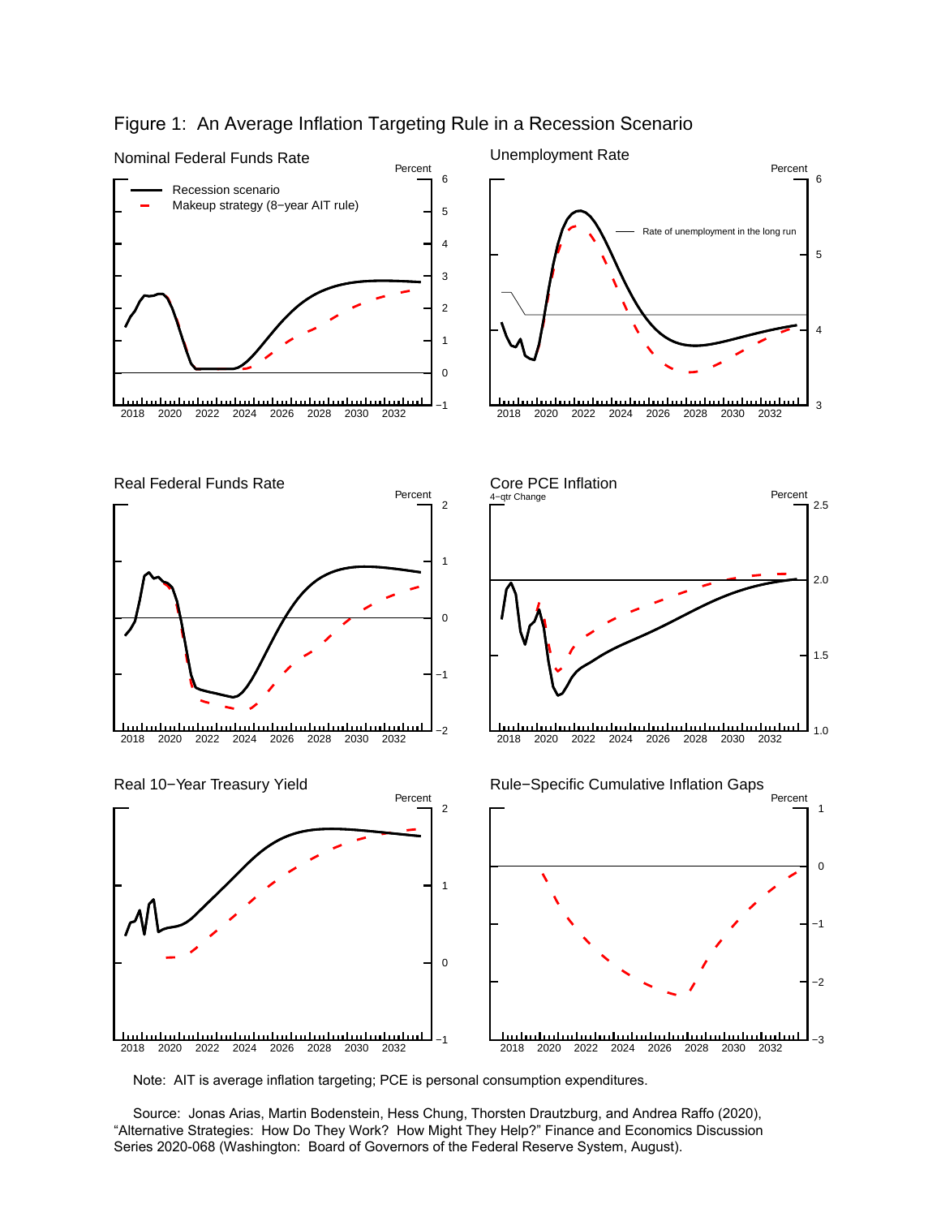# Figure 1: An Average Inflation Targeting Rule in a Recession Scenario

Note: AIT is average inflation targeting; PCE is personal consumption expenditures.

Source: Jonas Arias, Martin Bodenstein, Hess Chung, Thorsten Drautzburg, and Andrea Raffo (2020), "Alternative Strategies: How Do They Work? How Might They Help?" Finance and Economics Discussion Series 2020-068 (Washington: Board of Governors of the Federal Reserve System, August).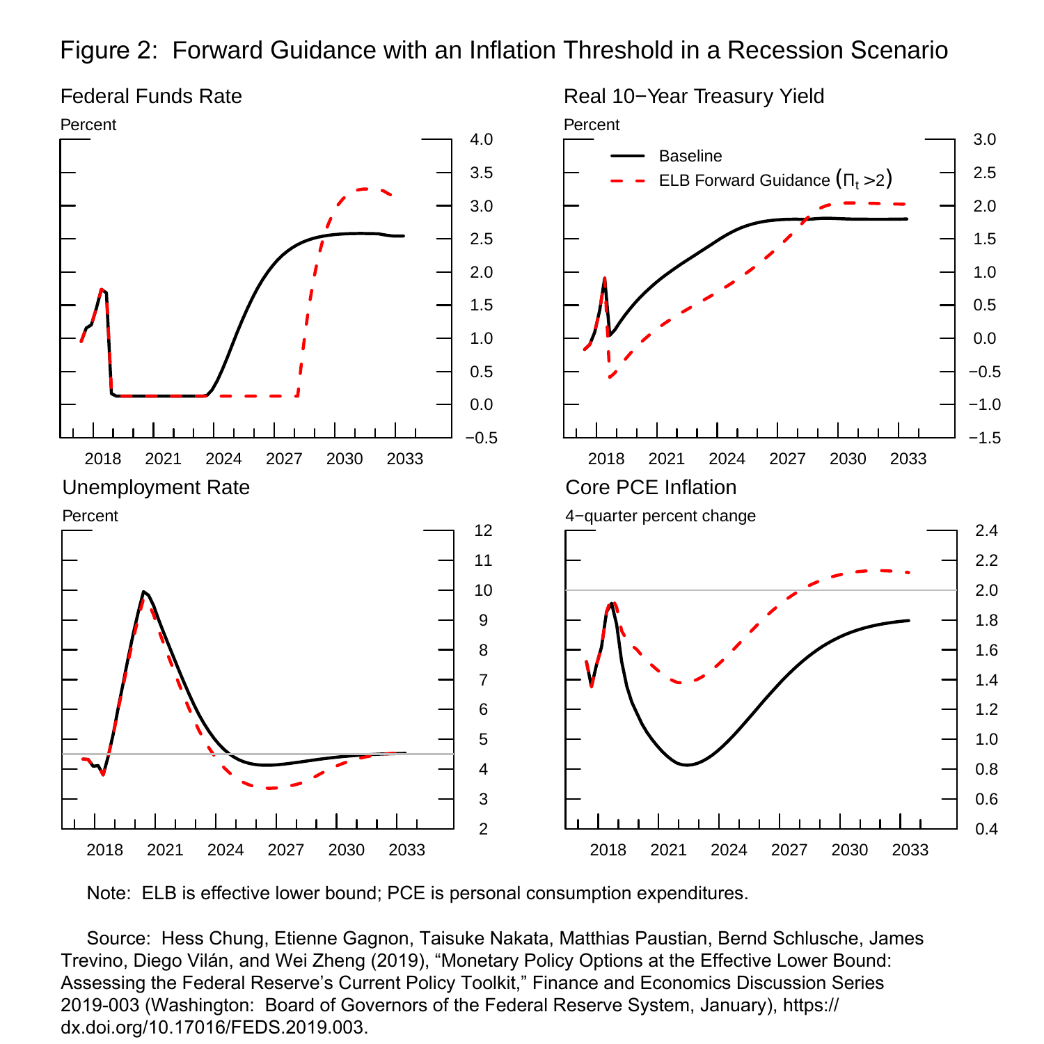Figure 2: Forward Guidance with an Inflation Threshold in a Recession Scenario

Federal Funds Rate

Percent

4.0
3.5
3.0
2.5
2.0
1.5
1.0
0.5
0.0
−0.5

2018 2021 2024 2027 2030 2033

Real 10−Year Treasury Yield

Percent

Baseline
ELB Forward Guidance ($\Pi_t > 2$)

3.0
2.5
2.0
1.5
1.0
0.5
0.0
−0.5
−1.0
−1.5

2018 2021 2024 2027 2030 2033

Unemployment Rate

Percent

12
11
10
9
8
7
6
5
4
3
2

2018 2021 2024 2027 2030 2033

Core PCE Inflation

4−quarter percent change

2.4
2.2
2.0
1.8
1.6
1.4
1.2
1.0
0.8
0.6
0.4

2018 2021 2024 2027 2030 2033

Note: ELB is effective lower bound; PCE is personal consumption expenditures.

Source: Hess Chung, Etienne Gagnon, Taisuke Nakata, Matthias Paustian, Bernd Schlusche, James Trevino, Diego Vilán, and Wei Zheng (2019), "Monetary Policy Options at the Effective Lower Bound: Assessing the Federal Reserve's Current Policy Toolkit," Finance and Economics Discussion Series 2019-003 (Washington: Board of Governors of the Federal Reserve System, January), https://dx.doi.org/10.17016/FEDS.2019.003.